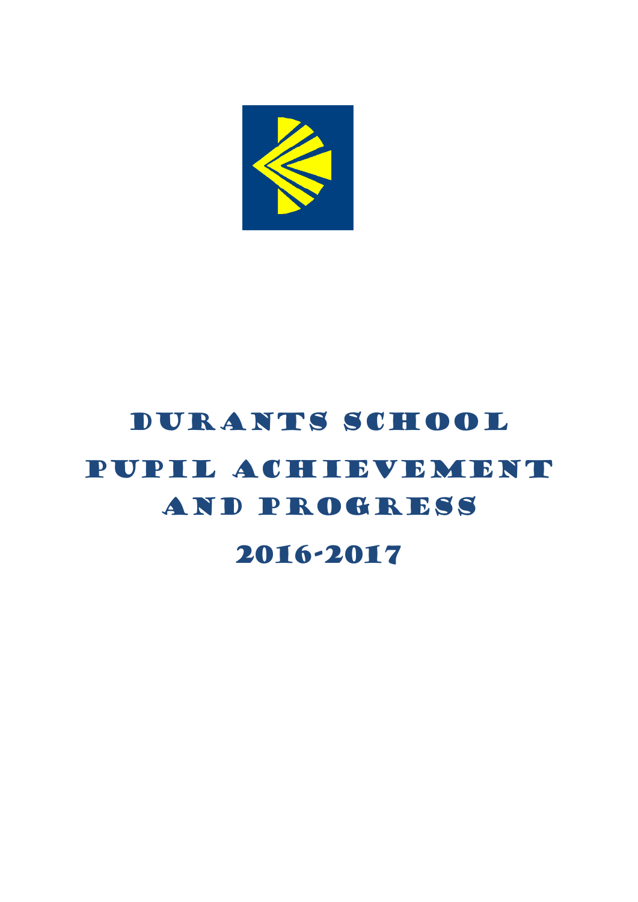# Durants School

# Pupil Achievement and Progress

# 2016-2017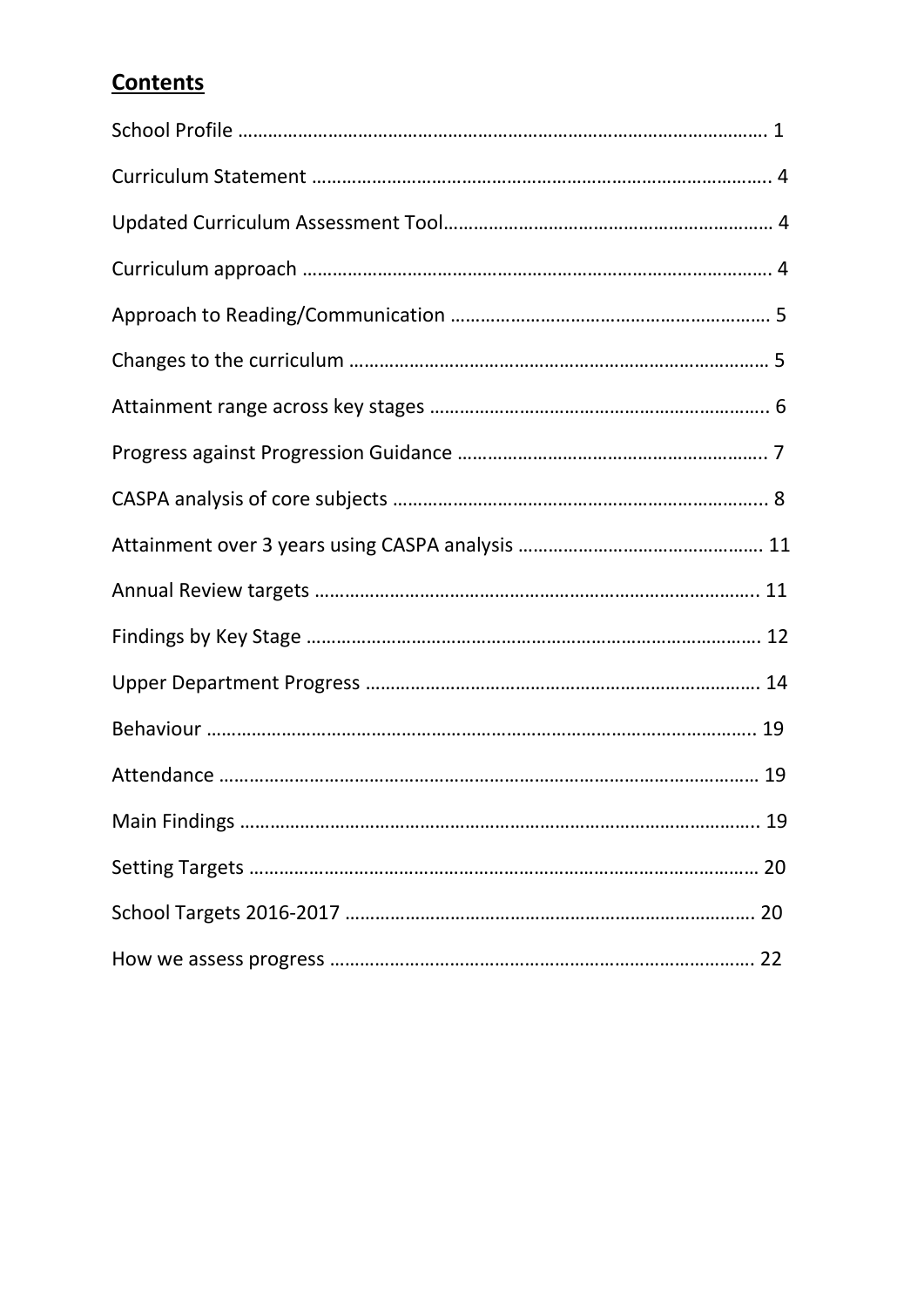## Contents

School Profile ………………………………………………………………………………………… 1

Curriculum Statement ………………………………………………………………………………. 4

Updated Curriculum Assessment Tool………………………………………………………… 4

Curriculum approach ………………………………………………………………………………. 4

Approach to Reading/Communication ……………………………………………………… 5

Changes to the curriculum …………………………………………………………………… 5

Attainment range across key stages ………………………………………………………….. 6

Progress against Progression Guidance …………………………………………………….. 7

CASPA analysis of core subjects ………………………………………………………………... 8

Attainment over 3 years using CASPA analysis ………………………………………… 11

Annual Review targets ……………………………………………………………………………... 11

Findings by Key Stage ……………………………………………………………………………… 12

Upper Department Progress …………………………………………………………………… 14

Behaviour …………………………………………………………………………………………….. 19

Attendance ………………………………………………………………………………………….. 19

Main Findings ……………………………………………………………………………………….. 19

Setting Targets ……………………………………………………………………………………… 20

School Targets 2016-2017 ………………………………………………………………………. 20

How we assess progress ………………………………………………………………………… 22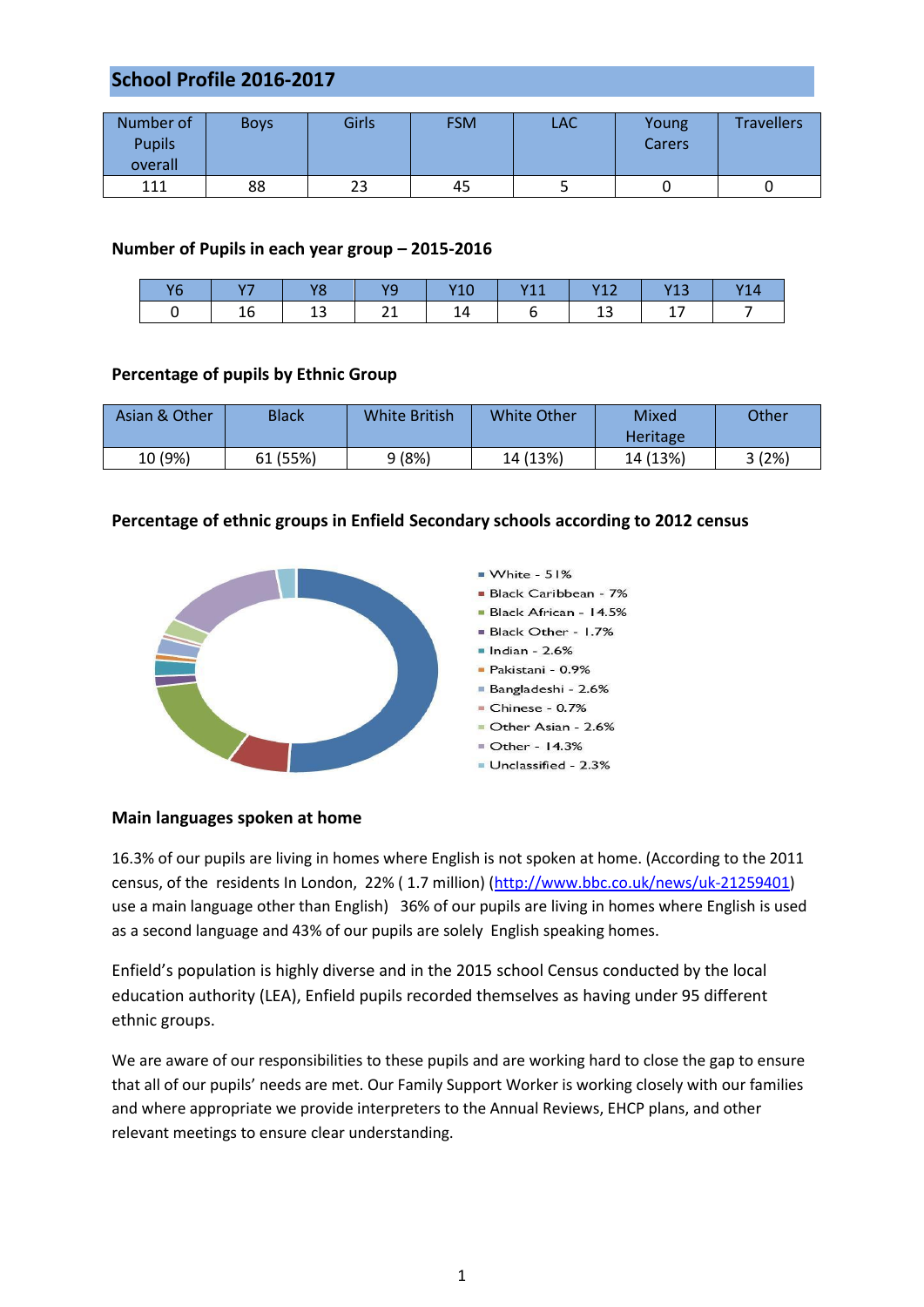## School Profile 2016-2017

| Number of Pupils overall | Boys | Girls | FSM | LAC | Young Carers | Travellers |
|---|---|---|---|---|---|---|
| 111 | 88 | 23 | 45 | 5 | 0 | 0 |

### Number of Pupils in each year group – 2015-2016

| Y6 | Y7 | Y8 | Y9 | Y10 | Y11 | Y12 | Y13 | Y14 |
|---|---|---|---|---|---|---|---|---|
| 0 | 16 | 13 | 21 | 14 | 6 | 13 | 17 | 7 |

### Percentage of pupils by Ethnic Group

| Asian & Other | Black | White British | White Other | Mixed Heritage | Other |
|---|---|---|---|---|---|
| 10 (9%) | 61 (55%) | 9 (8%) | 14 (13%) | 14 (13%) | 3 (2%) |

### Percentage of ethnic groups in Enfield Secondary schools according to 2012 census

- White - 51%
- Black Caribbean - 7%
- Black African - 14.5%
- Black Other - 1.7%
- Indian - 2.6%
- Pakistani - 0.9%
- Bangladeshi - 2.6%
- Chinese - 0.7%
- Other Asian - 2.6%
- Other - 14.3%
- Unclassified - 2.3%

### Main languages spoken at home

16.3% of our pupils are living in homes where English is not spoken at home. (According to the 2011 census, of the residents In London, 22% ( 1.7 million) (http://www.bbc.co.uk/news/uk-21259401) use a main language other than English) 36% of our pupils are living in homes where English is used as a second language and 43% of our pupils are solely English speaking homes.

Enfield's population is highly diverse and in the 2015 school Census conducted by the local education authority (LEA), Enfield pupils recorded themselves as having under 95 different ethnic groups.

We are aware of our responsibilities to these pupils and are working hard to close the gap to ensure that all of our pupils' needs are met. Our Family Support Worker is working closely with our families and where appropriate we provide interpreters to the Annual Reviews, EHCP plans, and other relevant meetings to ensure clear understanding.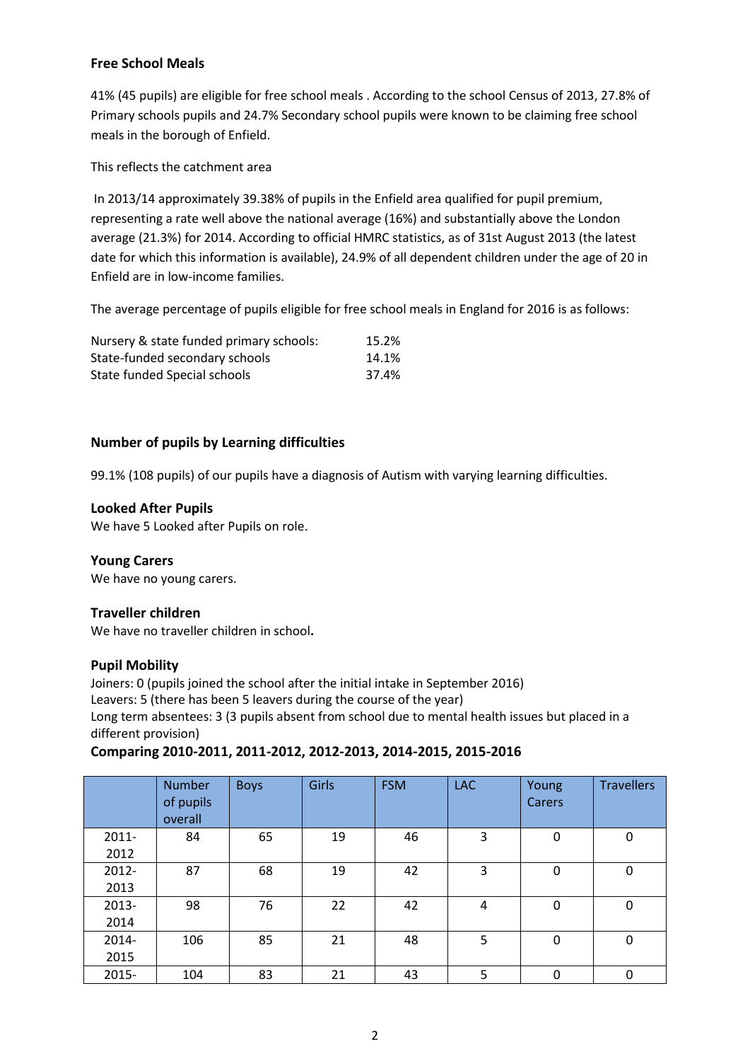### Free School Meals

41% (45 pupils) are eligible for free school meals . According to the school Census of 2013, 27.8% of Primary schools pupils and 24.7% Secondary school pupils were known to be claiming free school meals in the borough of Enfield.

This reflects the catchment area

In 2013/14 approximately 39.38% of pupils in the Enfield area qualified for pupil premium, representing a rate well above the national average (16%) and substantially above the London average (21.3%) for 2014. According to official HMRC statistics, as of 31st August 2013 (the latest date for which this information is available), 24.9% of all dependent children under the age of 20 in Enfield are in low-income families.

The average percentage of pupils eligible for free school meals in England for 2016 is as follows:

| | |
|---|---|
| Nursery & state funded primary schools: | 15.2% |
| State-funded secondary schools | 14.1% |
| State funded Special schools | 37.4% |

### Number of pupils by Learning difficulties

99.1% (108 pupils) of our pupils have a diagnosis of Autism with varying learning difficulties.

### Looked After Pupils

We have 5 Looked after Pupils on role.

### Young Carers

We have no young carers.

### Traveller children

We have no traveller children in school**.**

### Pupil Mobility

Joiners: 0 (pupils joined the school after the initial intake in September 2016)
Leavers: 5 (there has been 5 leavers during the course of the year)
Long term absentees: 3 (3 pupils absent from school due to mental health issues but placed in a different provision)

**Comparing 2010-2011, 2011-2012, 2012-2013, 2014-2015, 2015-2016**

| | Number of pupils overall | Boys | Girls | FSM | LAC | Young Carers | Travellers |
|---|---|---|---|---|---|---|---|
| 2011-2012 | 84 | 65 | 19 | 46 | 3 | 0 | 0 |
| 2012-2013 | 87 | 68 | 19 | 42 | 3 | 0 | 0 |
| 2013-2014 | 98 | 76 | 22 | 42 | 4 | 0 | 0 |
| 2014-2015 | 106 | 85 | 21 | 48 | 5 | 0 | 0 |
| 2015- | 104 | 83 | 21 | 43 | 5 | 0 | 0 |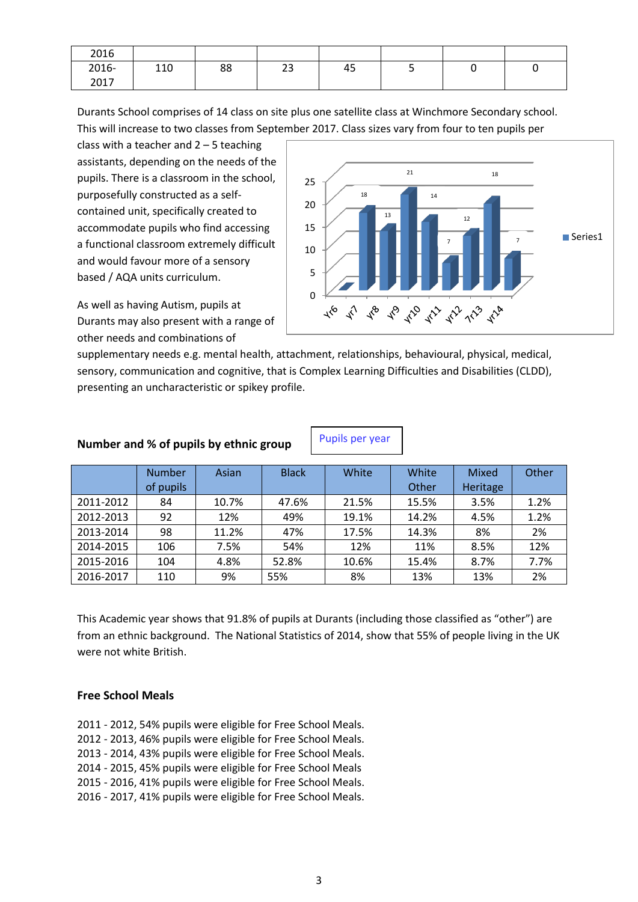| 2016 | | | | | | | |
|---|---|---|---|---|---|---|---|
| 2016-2017 | 110 | 88 | 23 | 45 | 5 | 0 | 0 |

Durants School comprises of 14 class on site plus one satellite class at Winchmore Secondary school. This will increase to two classes from September 2017. Class sizes vary from four to ten pupils per class with a teacher and 2 – 5 teaching assistants, depending on the needs of the pupils. There is a classroom in the school, purposefully constructed as a self-contained unit, specifically created to accommodate pupils who find accessing a functional classroom extremely difficult and would favour more of a sensory based / AQA units curriculum.

As well as having Autism, pupils at Durants may also present with a range of other needs and combinations of supplementary needs e.g. mental health, attachment, relationships, behavioural, physical, medical, sensory, communication and cognitive, that is Complex Learning Difficulties and Disabilities (CLDD), presenting an uncharacteristic or spikey profile.

| | Yr6 | yr7 | yr8 | yr9 | yr10 | yr11 | yr12 | 7r13 | yr14 |
|---|---|---|---|---|---|---|---|---|---|
| Series1 | | 18 | 13 | 21 | 14 | 7 | 12 | 18 | 7 |

Pupils per year

**Number and % of pupils by ethnic group**

| | Number of pupils | Asian | Black | White | White Other | Mixed Heritage | Other |
|---|---|---|---|---|---|---|---|
| 2011-2012 | 84 | 10.7% | 47.6% | 21.5% | 15.5% | 3.5% | 1.2% |
| 2012-2013 | 92 | 12% | 49% | 19.1% | 14.2% | 4.5% | 1.2% |
| 2013-2014 | 98 | 11.2% | 47% | 17.5% | 14.3% | 8% | 2% |
| 2014-2015 | 106 | 7.5% | 54% | 12% | 11% | 8.5% | 12% |
| 2015-2016 | 104 | 4.8% | 52.8% | 10.6% | 15.4% | 8.7% | 7.7% |
| 2016-2017 | 110 | 9% | 55% | 8% | 13% | 13% | 2% |

This Academic year shows that 91.8% of pupils at Durants (including those classified as "other") are from an ethnic background. The National Statistics of 2014, show that 55% of people living in the UK were not white British.

**Free School Meals**

2011 - 2012, 54% pupils were eligible for Free School Meals.
2012 - 2013, 46% pupils were eligible for Free School Meals.
2013 - 2014, 43% pupils were eligible for Free School Meals.
2014 - 2015, 45% pupils were eligible for Free School Meals
2015 - 2016, 41% pupils were eligible for Free School Meals.
2016 - 2017, 41% pupils were eligible for Free School Meals.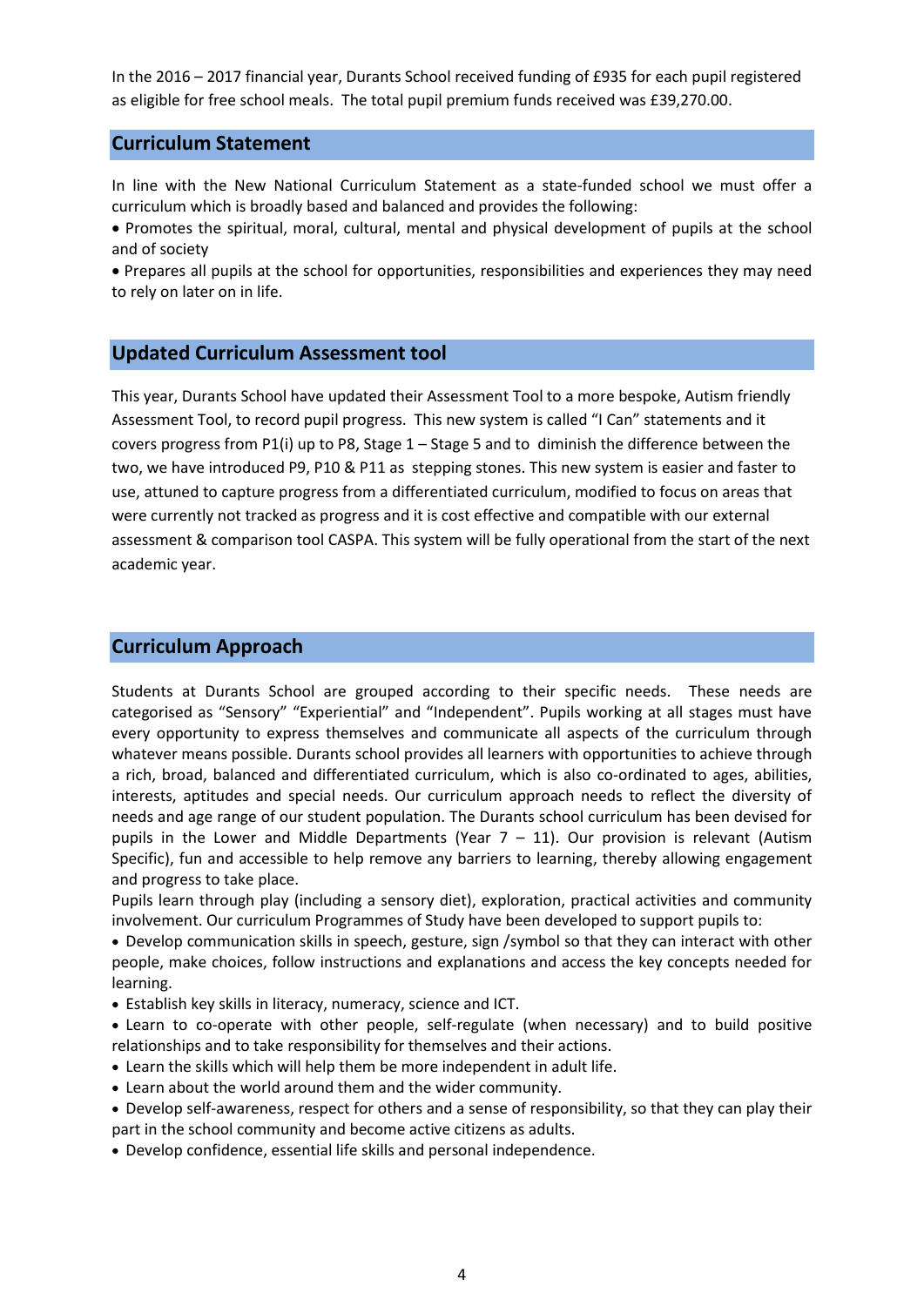In the 2016 – 2017 financial year, Durants School received funding of £935 for each pupil registered as eligible for free school meals. The total pupil premium funds received was £39,270.00.

## Curriculum Statement

In line with the New National Curriculum Statement as a state-funded school we must offer a curriculum which is broadly based and balanced and provides the following:

- Promotes the spiritual, moral, cultural, mental and physical development of pupils at the school and of society
- Prepares all pupils at the school for opportunities, responsibilities and experiences they may need to rely on later on in life.

## Updated Curriculum Assessment tool

This year, Durants School have updated their Assessment Tool to a more bespoke, Autism friendly Assessment Tool, to record pupil progress. This new system is called "I Can" statements and it covers progress from P1(i) up to P8, Stage 1 – Stage 5 and to diminish the difference between the two, we have introduced P9, P10 & P11 as stepping stones. This new system is easier and faster to use, attuned to capture progress from a differentiated curriculum, modified to focus on areas that were currently not tracked as progress and it is cost effective and compatible with our external assessment & comparison tool CASPA. This system will be fully operational from the start of the next academic year.

## Curriculum Approach

Students at Durants School are grouped according to their specific needs. These needs are categorised as "Sensory" "Experiential" and "Independent". Pupils working at all stages must have every opportunity to express themselves and communicate all aspects of the curriculum through whatever means possible. Durants school provides all learners with opportunities to achieve through a rich, broad, balanced and differentiated curriculum, which is also co-ordinated to ages, abilities, interests, aptitudes and special needs. Our curriculum approach needs to reflect the diversity of needs and age range of our student population. The Durants school curriculum has been devised for pupils in the Lower and Middle Departments (Year 7 – 11). Our provision is relevant (Autism Specific), fun and accessible to help remove any barriers to learning, thereby allowing engagement and progress to take place.

Pupils learn through play (including a sensory diet), exploration, practical activities and community involvement. Our curriculum Programmes of Study have been developed to support pupils to:

- Develop communication skills in speech, gesture, sign /symbol so that they can interact with other people, make choices, follow instructions and explanations and access the key concepts needed for learning.
- Establish key skills in literacy, numeracy, science and ICT.
- Learn to co-operate with other people, self-regulate (when necessary) and to build positive relationships and to take responsibility for themselves and their actions.
- Learn the skills which will help them be more independent in adult life.
- Learn about the world around them and the wider community.
- Develop self-awareness, respect for others and a sense of responsibility, so that they can play their part in the school community and become active citizens as adults.
- Develop confidence, essential life skills and personal independence.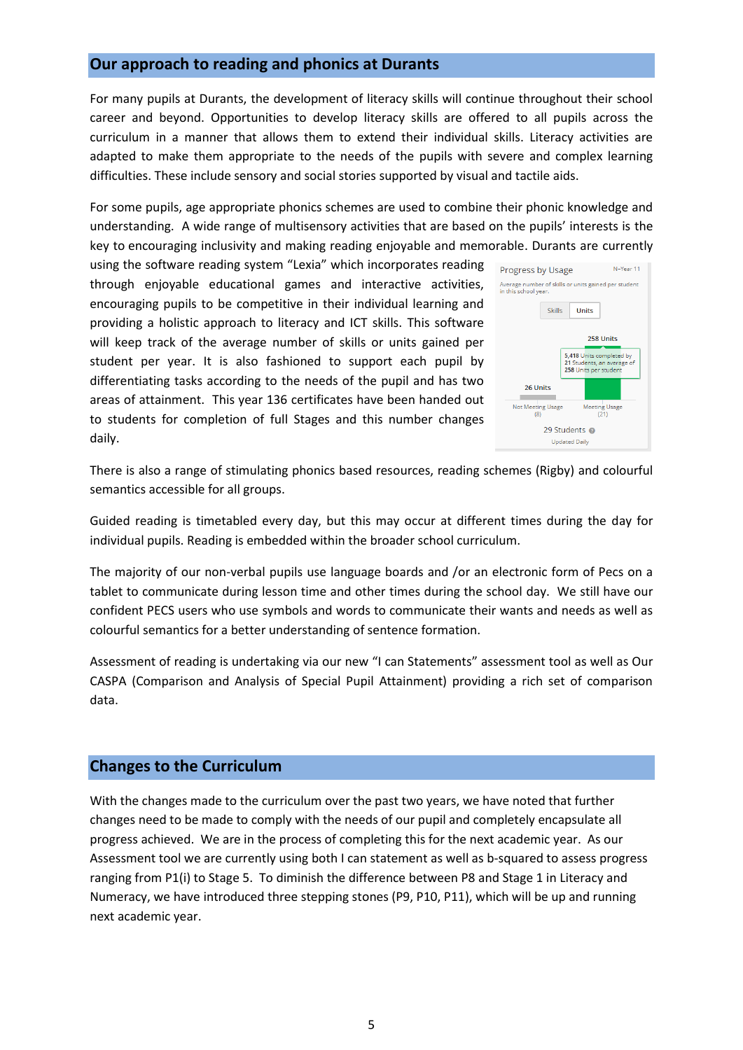## Our approach to reading and phonics at Durants

For many pupils at Durants, the development of literacy skills will continue throughout their school career and beyond. Opportunities to develop literacy skills are offered to all pupils across the curriculum in a manner that allows them to extend their individual skills. Literacy activities are adapted to make them appropriate to the needs of the pupils with severe and complex learning difficulties. These include sensory and social stories supported by visual and tactile aids.

For some pupils, age appropriate phonics schemes are used to combine their phonic knowledge and understanding. A wide range of multisensory activities that are based on the pupils' interests is the key to encouraging inclusivity and making reading enjoyable and memorable. Durants are currently using the software reading system "Lexia" which incorporates reading through enjoyable educational games and interactive activities, encouraging pupils to be competitive in their individual learning and providing a holistic approach to literacy and ICT skills. This software will keep track of the average number of skills or units gained per student per year. It is also fashioned to support each pupil by differentiating tasks according to the needs of the pupil and has two areas of attainment. This year 136 certificates have been handed out to students for completion of full Stages and this number changes daily.

There is also a range of stimulating phonics based resources, reading schemes (Rigby) and colourful semantics accessible for all groups.

Guided reading is timetabled every day, but this may occur at different times during the day for individual pupils. Reading is embedded within the broader school curriculum.

The majority of our non-verbal pupils use language boards and /or an electronic form of Pecs on a tablet to communicate during lesson time and other times during the school day. We still have our confident PECS users who use symbols and words to communicate their wants and needs as well as colourful semantics for a better understanding of sentence formation.

Assessment of reading is undertaking via our new "I can Statements" assessment tool as well as Our CASPA (Comparison and Analysis of Special Pupil Attainment) providing a rich set of comparison data.

## Changes to the Curriculum

With the changes made to the curriculum over the past two years, we have noted that further changes need to be made to comply with the needs of our pupil and completely encapsulate all progress achieved. We are in the process of completing this for the next academic year. As our Assessment tool we are currently using both I can statement as well as b-squared to assess progress ranging from P1(i) to Stage 5. To diminish the difference between P8 and Stage 1 in Literacy and Numeracy, we have introduced three stepping stones (P9, P10, P11), which will be up and running next academic year.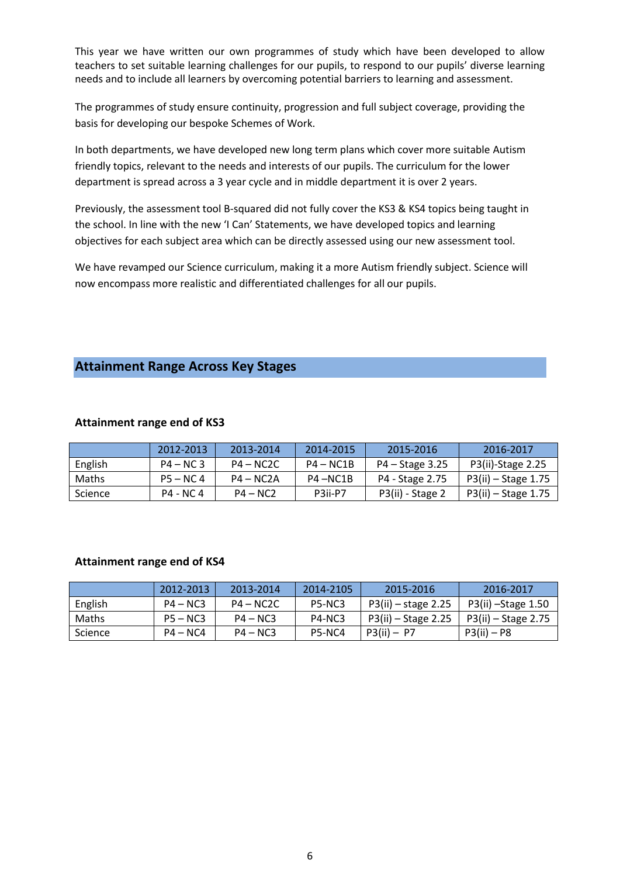This year we have written our own programmes of study which have been developed to allow teachers to set suitable learning challenges for our pupils, to respond to our pupils' diverse learning needs and to include all learners by overcoming potential barriers to learning and assessment.

The programmes of study ensure continuity, progression and full subject coverage, providing the basis for developing our bespoke Schemes of Work.

In both departments, we have developed new long term plans which cover more suitable Autism friendly topics, relevant to the needs and interests of our pupils. The curriculum for the lower department is spread across a 3 year cycle and in middle department it is over 2 years.

Previously, the assessment tool B-squared did not fully cover the KS3 & KS4 topics being taught in the school. In line with the new 'I Can' Statements, we have developed topics and learning objectives for each subject area which can be directly assessed using our new assessment tool.

We have revamped our Science curriculum, making it a more Autism friendly subject. Science will now encompass more realistic and differentiated challenges for all our pupils.

## Attainment Range Across Key Stages

### Attainment range end of KS3

| | 2012-2013 | 2013-2014 | 2014-2015 | 2015-2016 | 2016-2017 |
|---|---|---|---|---|---|
| English | P4 – NC 3 | P4 – NC2C | P4 – NC1B | P4 – Stage 3.25 | P3(ii)-Stage 2.25 |
| Maths | P5 – NC 4 | P4 – NC2A | P4 –NC1B | P4 - Stage 2.75 | P3(ii) – Stage 1.75 |
| Science | P4 - NC 4 | P4 – NC2 | P3ii-P7 | P3(ii) - Stage 2 | P3(ii) – Stage 1.75 |

### Attainment range end of KS4

| | 2012-2013 | 2013-2014 | 2014-2105 | 2015-2016 | 2016-2017 |
|---|---|---|---|---|---|
| English | P4 – NC3 | P4 – NC2C | P5-NC3 | P3(ii) – stage 2.25 | P3(ii) –Stage 1.50 |
| Maths | P5 – NC3 | P4 – NC3 | P4-NC3 | P3(ii) – Stage 2.25 | P3(ii) – Stage 2.75 |
| Science | P4 – NC4 | P4 – NC3 | P5-NC4 | P3(ii) – P7 | P3(ii) – P8 |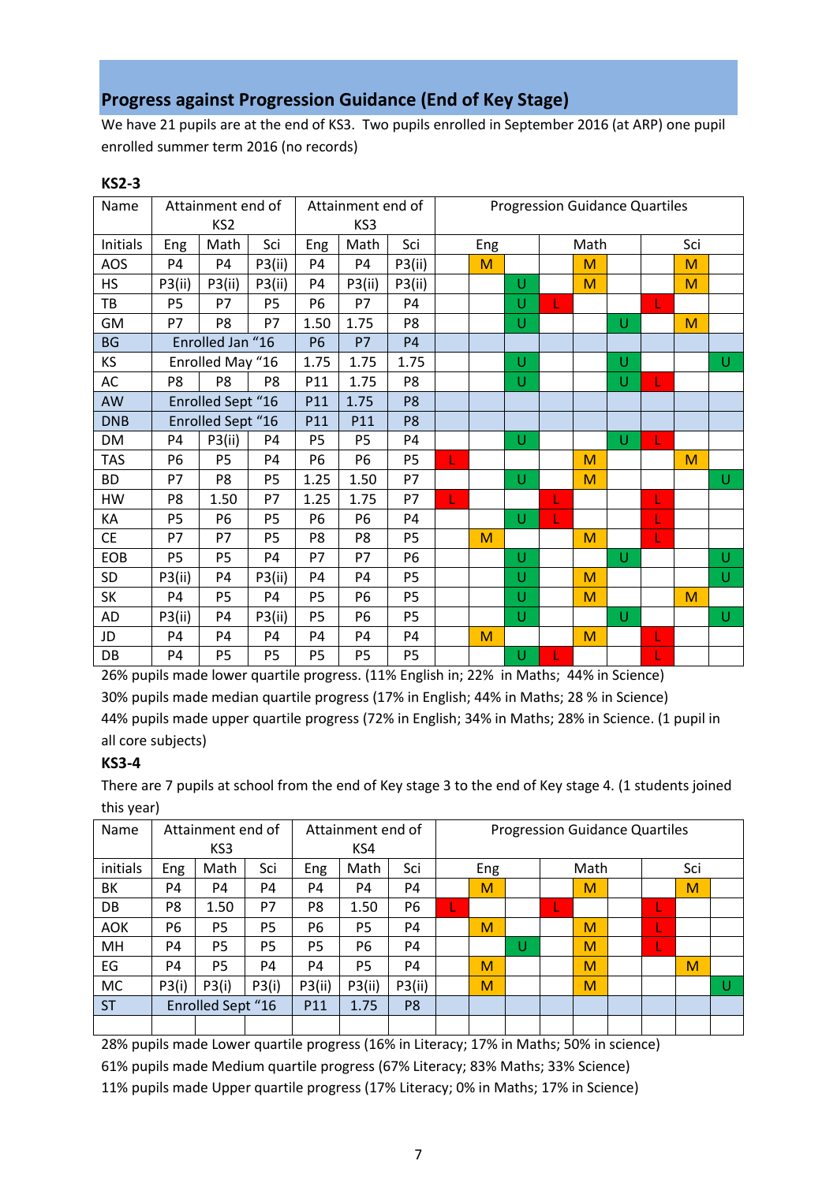## Progress against Progression Guidance (End of Key Stage)

We have 21 pupils are at the end of KS3. Two pupils enrolled in September 2016 (at ARP) one pupil enrolled summer term 2016 (no records)

### KS2-3

| Name | Attainment end of KS2 | | | Attainment end of KS3 | | | Progression Guidance Quartiles | | | | | | | | |
|---|---|---|---|---|---|---|---|---|---|---|---|---|---|---|---|
| Initials | Eng | Math | Sci | Eng | Math | Sci | Eng | | | Math | | | Sci | | |
| AOS | P4 | P4 | P3(ii) | P4 | P4 | P3(ii) | | M | | | M | | | M | |
| HS | P3(ii) | P3(ii) | P3(ii) | P4 | P3(ii) | P3(ii) | | | U | | M | | | M | |
| TB | P5 | P7 | P5 | P6 | P7 | P4 | | | U | L | | | L | | |
| GM | P7 | P8 | P7 | 1.50 | 1.75 | P8 | | | U | | | U | | M | |
| BG | Enrolled Jan "16 | | | P6 | P7 | P4 | | | | | | | | | |
| KS | Enrolled May "16 | | | 1.75 | 1.75 | 1.75 | | | U | | | U | | | U |
| AC | P8 | P8 | P8 | P11 | 1.75 | P8 | | | U | | | U | L | | |
| AW | Enrolled Sept "16 | | | P11 | 1.75 | P8 | | | | | | | | | |
| DNB | Enrolled Sept "16 | | | P11 | P11 | P8 | | | | | | | | | |
| DM | P4 | P3(ii) | P4 | P5 | P5 | P4 | | | U | | | U | L | | |
| TAS | P6 | P5 | P4 | P6 | P6 | P5 | L | | | | M | | | M | |
| BD | P7 | P8 | P5 | 1.25 | 1.50 | P7 | | | U | | M | | | | U |
| HW | P8 | 1.50 | P7 | 1.25 | 1.75 | P7 | L | | | L | | | L | | |
| KA | P5 | P6 | P5 | P6 | P6 | P4 | | | U | L | | | L | | |
| CE | P7 | P7 | P5 | P8 | P8 | P5 | | M | | | M | | L | | |
| EOB | P5 | P5 | P4 | P7 | P7 | P6 | | | U | | | U | | | U |
| SD | P3(ii) | P4 | P3(ii) | P4 | P4 | P5 | | | U | | M | | | | U |
| SK | P4 | P5 | P4 | P5 | P6 | P5 | | | U | | M | | | M | |
| AD | P3(ii) | P4 | P3(ii) | P5 | P6 | P5 | | | U | | | U | | | U |
| JD | P4 | P4 | P4 | P4 | P4 | P4 | | M | | | M | | L | | |
| DB | P4 | P5 | P5 | P5 | P5 | P5 | | | U | L | | | L | | |

26% pupils made lower quartile progress. (11% English in; 22% in Maths; 44% in Science)
30% pupils made median quartile progress (17% in English; 44% in Maths; 28 % in Science)
44% pupils made upper quartile progress (72% in English; 34% in Maths; 28% in Science. (1 pupil in all core subjects)

### KS3-4

There are 7 pupils at school from the end of Key stage 3 to the end of Key stage 4. (1 students joined this year)

| Name | Attainment end of KS3 | | | Attainment end of KS4 | | | Progression Guidance Quartiles | | | | | | | | |
|---|---|---|---|---|---|---|---|---|---|---|---|---|---|---|---|
| initials | Eng | Math | Sci | Eng | Math | Sci | Eng | | | Math | | | Sci | | |
| BK | P4 | P4 | P4 | P4 | P4 | P4 | | M | | | M | | | M | |
| DB | P8 | 1.50 | P7 | P8 | 1.50 | P6 | L | | | L | | | L | | |
| AOK | P6 | P5 | P5 | P6 | P5 | P4 | | M | | | M | | L | | |
| MH | P4 | P5 | P5 | P5 | P6 | P4 | | | U | | M | | L | | |
| EG | P4 | P5 | P4 | P4 | P5 | P4 | | M | | | M | | | M | |
| MC | P3(i) | P3(i) | P3(i) | P3(ii) | P3(ii) | P3(ii) | | M | | | M | | | | U |
| ST | Enrolled Sept "16 | | | P11 | 1.75 | P8 | | | | | | | | | |
| | | | | | | | | | | | | | | | |

28% pupils made Lower quartile progress (16% in Literacy; 17% in Maths; 50% in science)
61% pupils made Medium quartile progress (67% Literacy; 83% Maths; 33% Science)
11% pupils made Upper quartile progress (17% Literacy; 0% in Maths; 17% in Science)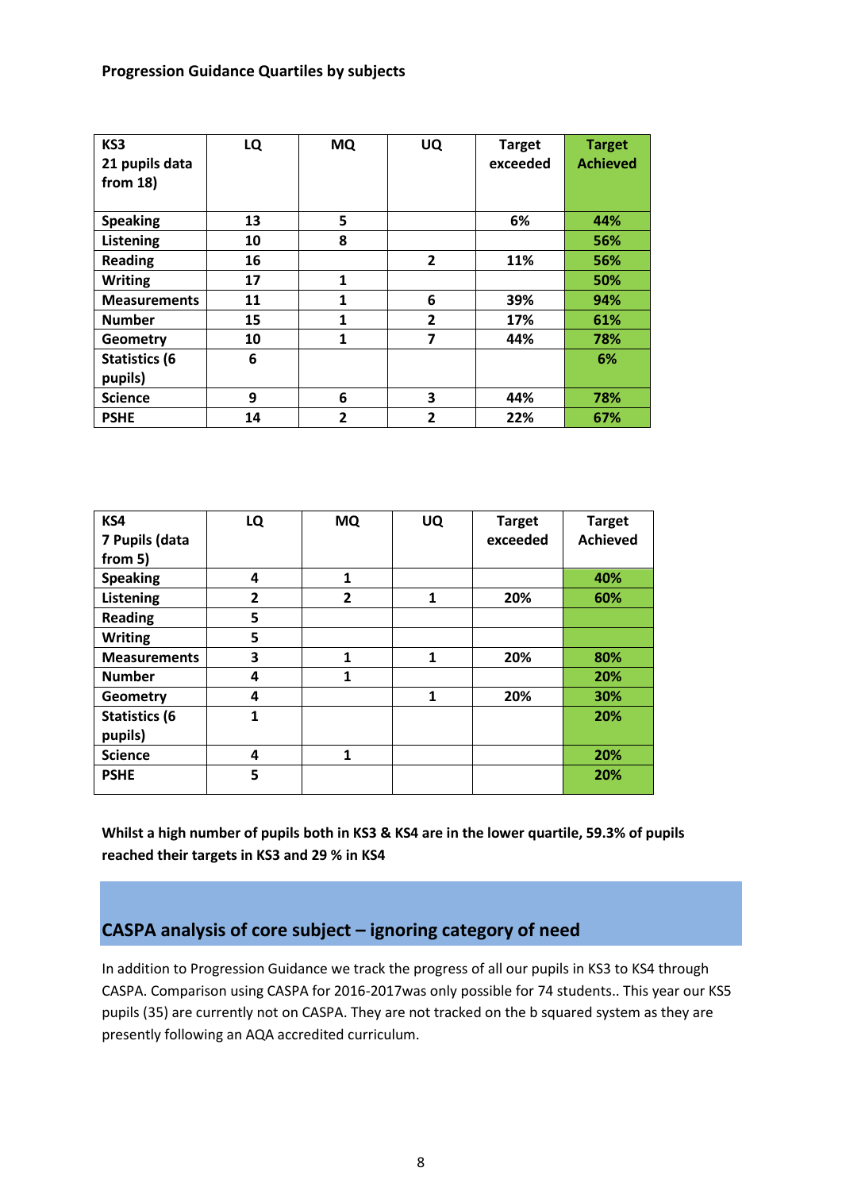**Progression Guidance Quartiles by subjects**

| KS3<br>21 pupils data from 18) | LQ | MQ | UQ | Target exceeded | Target Achieved |
|---|---|---|---|---|---|
| Speaking | 13 | 5 | | 6% | 44% |
| Listening | 10 | 8 | | | 56% |
| Reading | 16 | | 2 | 11% | 56% |
| Writing | 17 | 1 | | | 50% |
| Measurements | 11 | 1 | 6 | 39% | 94% |
| Number | 15 | 1 | 2 | 17% | 61% |
| Geometry | 10 | 1 | 7 | 44% | 78% |
| Statistics (6 pupils) | 6 | | | | 6% |
| Science | 9 | 6 | 3 | 44% | 78% |
| PSHE | 14 | 2 | 2 | 22% | 67% |

| KS4<br>7 Pupils (data from 5) | LQ | MQ | UQ | Target exceeded | Target Achieved |
|---|---|---|---|---|---|
| Speaking | 4 | 1 | | | 40% |
| Listening | 2 | 2 | 1 | 20% | 60% |
| Reading | 5 | | | | |
| Writing | 5 | | | | |
| Measurements | 3 | 1 | 1 | 20% | 80% |
| Number | 4 | 1 | | | 20% |
| Geometry | 4 | | 1 | 20% | 30% |
| Statistics (6 pupils) | 1 | | | | 20% |
| Science | 4 | 1 | | | 20% |
| PSHE | 5 | | | | 20% |

**Whilst a high number of pupils both in KS3 & KS4 are in the lower quartile, 59.3% of pupils reached their targets in KS3 and 29 % in KS4**

## CASPA analysis of core subject – ignoring category of need

In addition to Progression Guidance we track the progress of all our pupils in KS3 to KS4 through CASPA. Comparison using CASPA for 2016-2017was only possible for 74 students.. This year our KS5 pupils (35) are currently not on CASPA. They are not tracked on the b squared system as they are presently following an AQA accredited curriculum.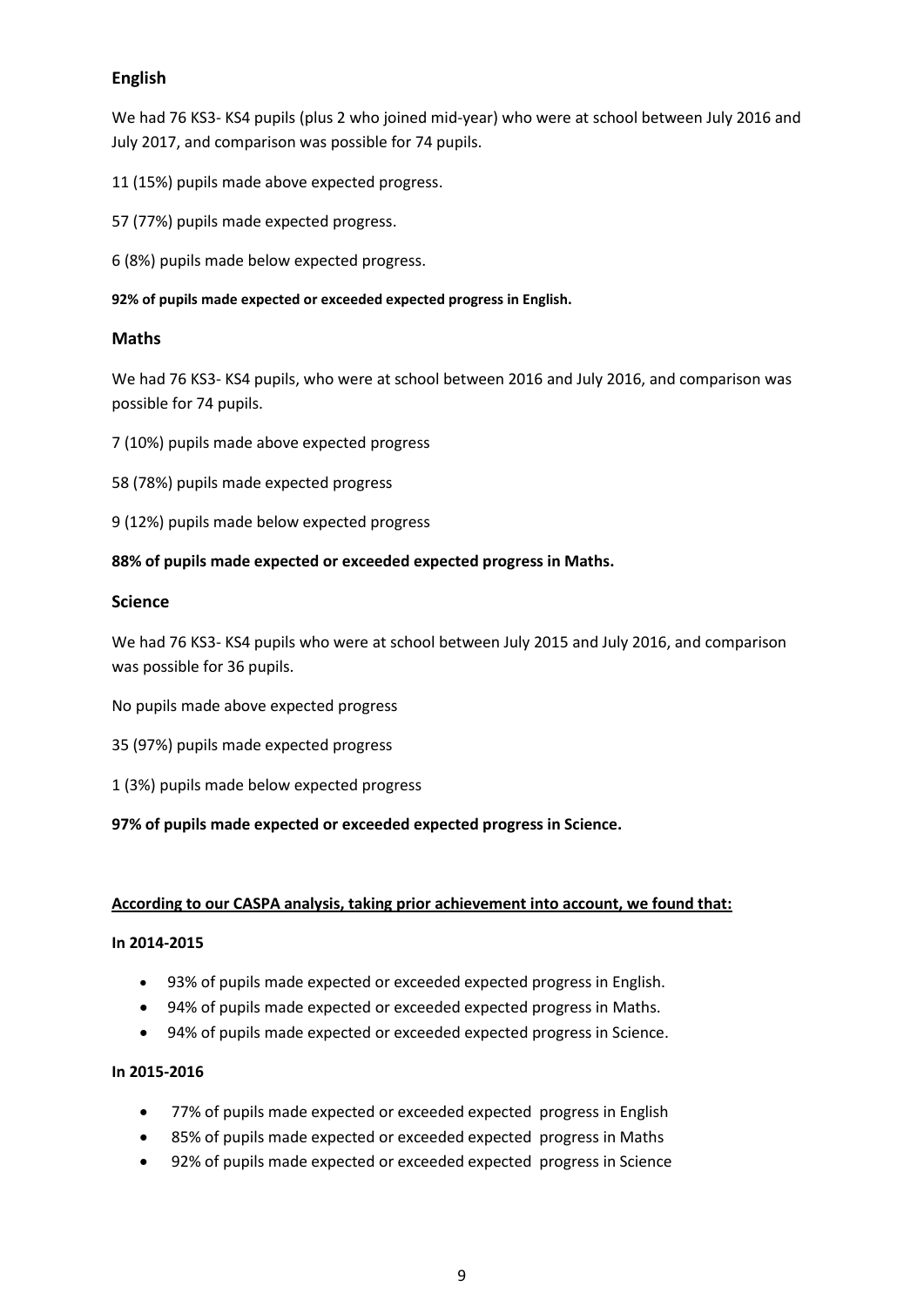## English

We had 76 KS3- KS4 pupils (plus 2 who joined mid-year) who were at school between July 2016 and July 2017, and comparison was possible for 74 pupils.

11 (15%) pupils made above expected progress.

57 (77%) pupils made expected progress.

6 (8%) pupils made below expected progress.

**92% of pupils made expected or exceeded expected progress in English.**

## Maths

We had 76 KS3- KS4 pupils, who were at school between 2016 and July 2016, and comparison was possible for 74 pupils.

7 (10%) pupils made above expected progress

58 (78%) pupils made expected progress

9 (12%) pupils made below expected progress

**88% of pupils made expected or exceeded expected progress in Maths.**

## Science

We had 76 KS3- KS4 pupils who were at school between July 2015 and July 2016, and comparison was possible for 36 pupils.

No pupils made above expected progress

35 (97%) pupils made expected progress

1 (3%) pupils made below expected progress

**97% of pupils made expected or exceeded expected progress in Science.**

**According to our CASPA analysis, taking prior achievement into account, we found that:**

**In 2014-2015**

- 93% of pupils made expected or exceeded expected progress in English.
- 94% of pupils made expected or exceeded expected progress in Maths.
- 94% of pupils made expected or exceeded expected progress in Science.

**In 2015-2016**

- 77% of pupils made expected or exceeded expected progress in English
- 85% of pupils made expected or exceeded expected progress in Maths
- 92% of pupils made expected or exceeded expected progress in Science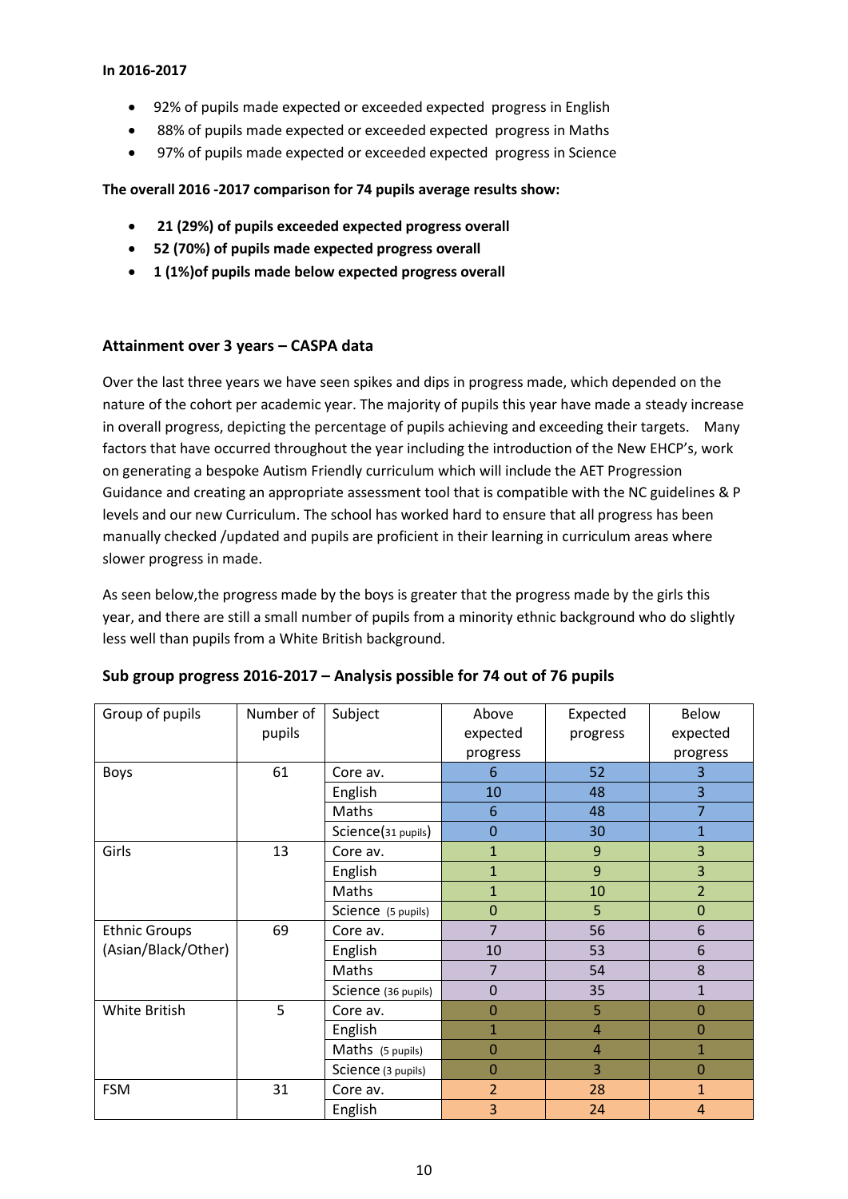**In 2016-2017**

- 92% of pupils made expected or exceeded expected progress in English
- 88% of pupils made expected or exceeded expected progress in Maths
- 97% of pupils made expected or exceeded expected progress in Science

**The overall 2016 -2017 comparison for 74 pupils average results show:**

- **21 (29%) of pupils exceeded expected progress overall**
- **52 (70%) of pupils made expected progress overall**
- **1 (1%)of pupils made below expected progress overall**

### Attainment over 3 years – CASPA data

Over the last three years we have seen spikes and dips in progress made, which depended on the nature of the cohort per academic year. The majority of pupils this year have made a steady increase in overall progress, depicting the percentage of pupils achieving and exceeding their targets. Many factors that have occurred throughout the year including the introduction of the New EHCP's, work on generating a bespoke Autism Friendly curriculum which will include the AET Progression Guidance and creating an appropriate assessment tool that is compatible with the NC guidelines & P levels and our new Curriculum. The school has worked hard to ensure that all progress has been manually checked /updated and pupils are proficient in their learning in curriculum areas where slower progress in made.

As seen below,the progress made by the boys is greater that the progress made by the girls this year, and there are still a small number of pupils from a minority ethnic background who do slightly less well than pupils from a White British background.

### Sub group progress 2016-2017 – Analysis possible for 74 out of 76 pupils

| Group of pupils | Number of pupils | Subject | Above expected progress | Expected progress | Below expected progress |
|---|---|---|---|---|---|
| Boys | 61 | Core av. | 6 | 52 | 3 |
| | | English | 10 | 48 | 3 |
| | | Maths | 6 | 48 | 7 |
| | | Science(31 pupils) | 0 | 30 | 1 |
| Girls | 13 | Core av. | 1 | 9 | 3 |
| | | English | 1 | 9 | 3 |
| | | Maths | 1 | 10 | 2 |
| | | Science (5 pupils) | 0 | 5 | 0 |
| Ethnic Groups (Asian/Black/Other) | 69 | Core av. | 7 | 56 | 6 |
| | | English | 10 | 53 | 6 |
| | | Maths | 7 | 54 | 8 |
| | | Science (36 pupils) | 0 | 35 | 1 |
| White British | 5 | Core av. | 0 | 5 | 0 |
| | | English | 1 | 4 | 0 |
| | | Maths (5 pupils) | 0 | 4 | 1 |
| | | Science (3 pupils) | 0 | 3 | 0 |
| FSM | 31 | Core av. | 2 | 28 | 1 |
| | | English | 3 | 24 | 4 |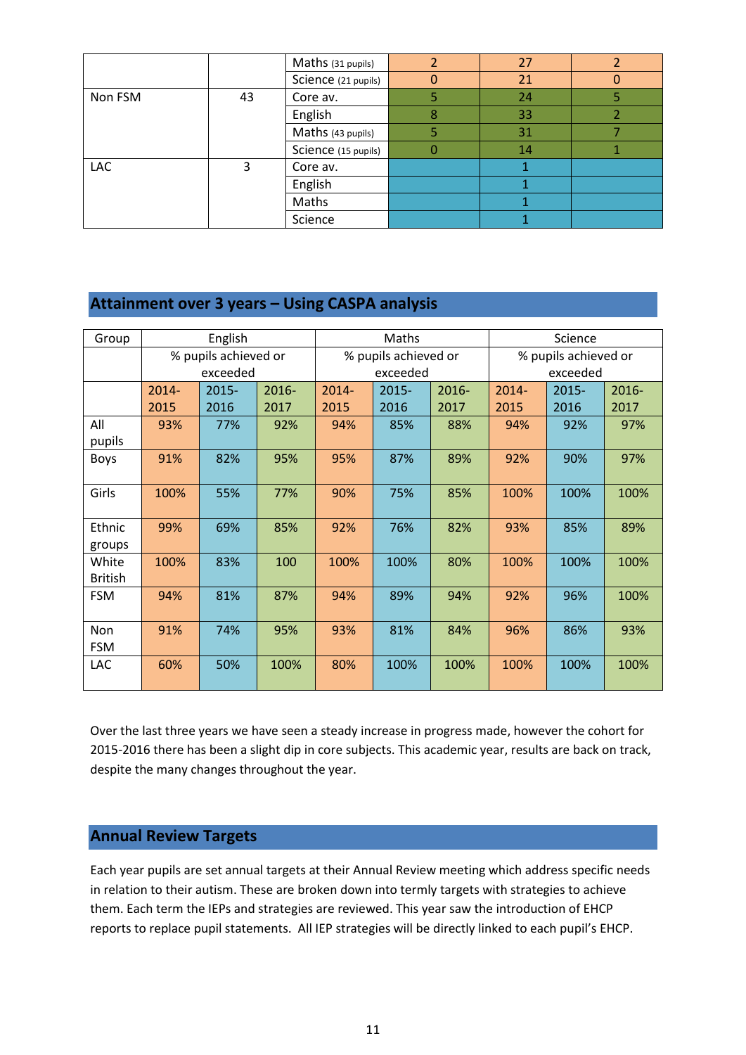| | | | | | |
|---|---|---|---|---|---|
| | | Maths (31 pupils) | 2 | 27 | 2 |
| | | Science (21 pupils) | 0 | 21 | 0 |
| Non FSM | 43 | Core av. | 5 | 24 | 5 |
| | | English | 8 | 33 | 2 |
| | | Maths (43 pupils) | 5 | 31 | 7 |
| | | Science (15 pupils) | 0 | 14 | 1 |
| LAC | 3 | Core av. | | 1 | |
| | | English | | 1 | |
| | | Maths | | 1 | |
| | | Science | | 1 | |

## Attainment over 3 years – Using CASPA analysis

| Group | English | | | Maths | | | Science | | |
|---|---|---|---|---|---|---|---|---|---|
| | % pupils achieved or exceeded | | | % pupils achieved or exceeded | | | % pupils achieved or exceeded | | |
| | 2014-2015 | 2015-2016 | 2016-2017 | 2014-2015 | 2015-2016 | 2016-2017 | 2014-2015 | 2015-2016 | 2016-2017 |
| All pupils | 93% | 77% | 92% | 94% | 85% | 88% | 94% | 92% | 97% |
| Boys | 91% | 82% | 95% | 95% | 87% | 89% | 92% | 90% | 97% |
| Girls | 100% | 55% | 77% | 90% | 75% | 85% | 100% | 100% | 100% |
| Ethnic groups | 99% | 69% | 85% | 92% | 76% | 82% | 93% | 85% | 89% |
| White British | 100% | 83% | 100 | 100% | 100% | 80% | 100% | 100% | 100% |
| FSM | 94% | 81% | 87% | 94% | 89% | 94% | 92% | 96% | 100% |
| Non FSM | 91% | 74% | 95% | 93% | 81% | 84% | 96% | 86% | 93% |
| LAC | 60% | 50% | 100% | 80% | 100% | 100% | 100% | 100% | 100% |

Over the last three years we have seen a steady increase in progress made, however the cohort for 2015-2016 there has been a slight dip in core subjects. This academic year, results are back on track, despite the many changes throughout the year.

## Annual Review Targets

Each year pupils are set annual targets at their Annual Review meeting which address specific needs in relation to their autism. These are broken down into termly targets with strategies to achieve them. Each term the IEPs and strategies are reviewed. This year saw the introduction of EHCP reports to replace pupil statements. All IEP strategies will be directly linked to each pupil's EHCP.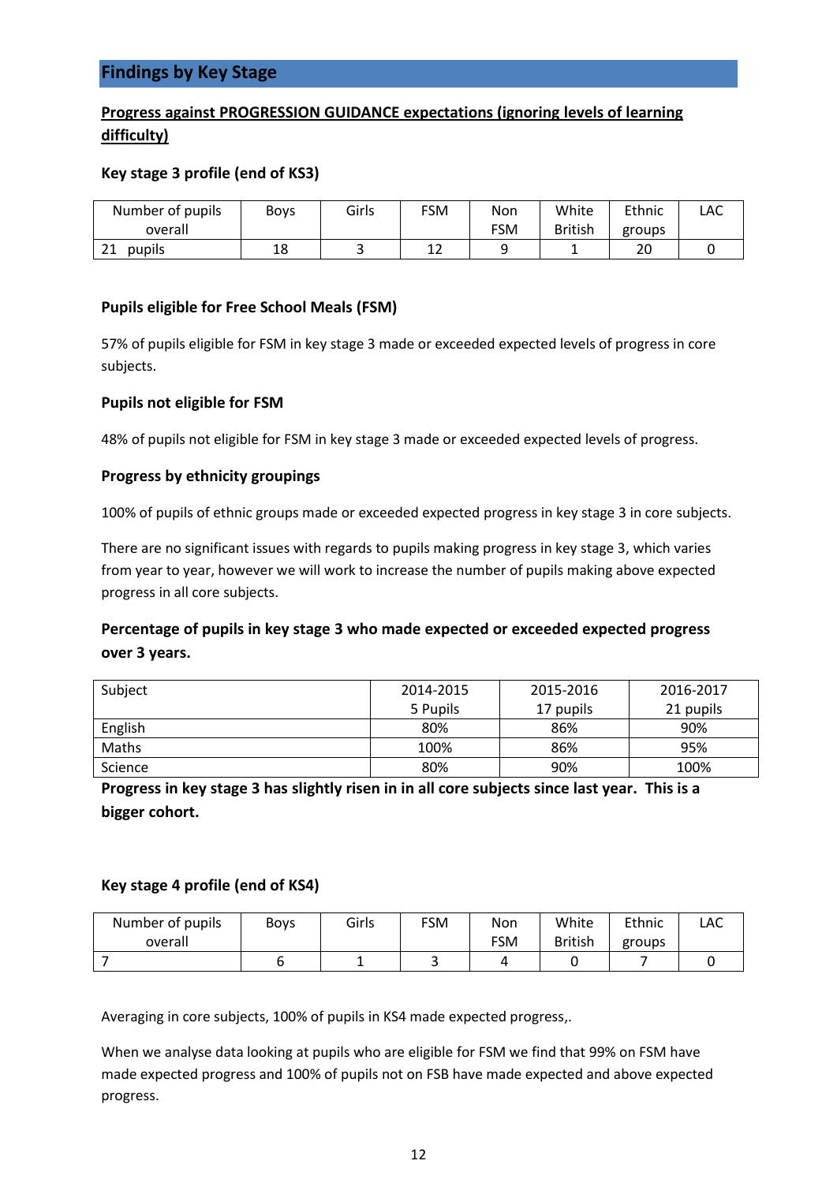## Findings by Key Stage

**Progress against PROGRESSION GUIDANCE expectations (ignoring levels of learning difficulty)**

### Key stage 3 profile (end of KS3)

| Number of pupils overall | Boys | Girls | FSM | Non FSM | White British | Ethnic groups | LAC |
|---|---|---|---|---|---|---|---|
| 21 pupils | 18 | 3 | 12 | 9 | 1 | 20 | 0 |

### Pupils eligible for Free School Meals (FSM)

57% of pupils eligible for FSM in key stage 3 made or exceeded expected levels of progress in core subjects.

### Pupils not eligible for FSM

48% of pupils not eligible for FSM in key stage 3 made or exceeded expected levels of progress.

### Progress by ethnicity groupings

100% of pupils of ethnic groups made or exceeded expected progress in key stage 3 in core subjects.

There are no significant issues with regards to pupils making progress in key stage 3, which varies from year to year, however we will work to increase the number of pupils making above expected progress in all core subjects.

### Percentage of pupils in key stage 3 who made expected or exceeded expected progress over 3 years.

| Subject | 2014-2015 5 Pupils | 2015-2016 17 pupils | 2016-2017 21 pupils |
|---|---|---|---|
| English | 80% | 86% | 90% |
| Maths | 100% | 86% | 95% |
| Science | 80% | 90% | 100% |

**Progress in key stage 3 has slightly risen in in all core subjects since last year. This is a bigger cohort.**

### Key stage 4 profile (end of KS4)

| Number of pupils overall | Boys | Girls | FSM | Non FSM | White British | Ethnic groups | LAC |
|---|---|---|---|---|---|---|---|
| 7 | 6 | 1 | 3 | 4 | 0 | 7 | 0 |

Averaging in core subjects, 100% of pupils in KS4 made expected progress,.

When we analyse data looking at pupils who are eligible for FSM we find that 99% on FSM have made expected progress and 100% of pupils not on FSB have made expected and above expected progress.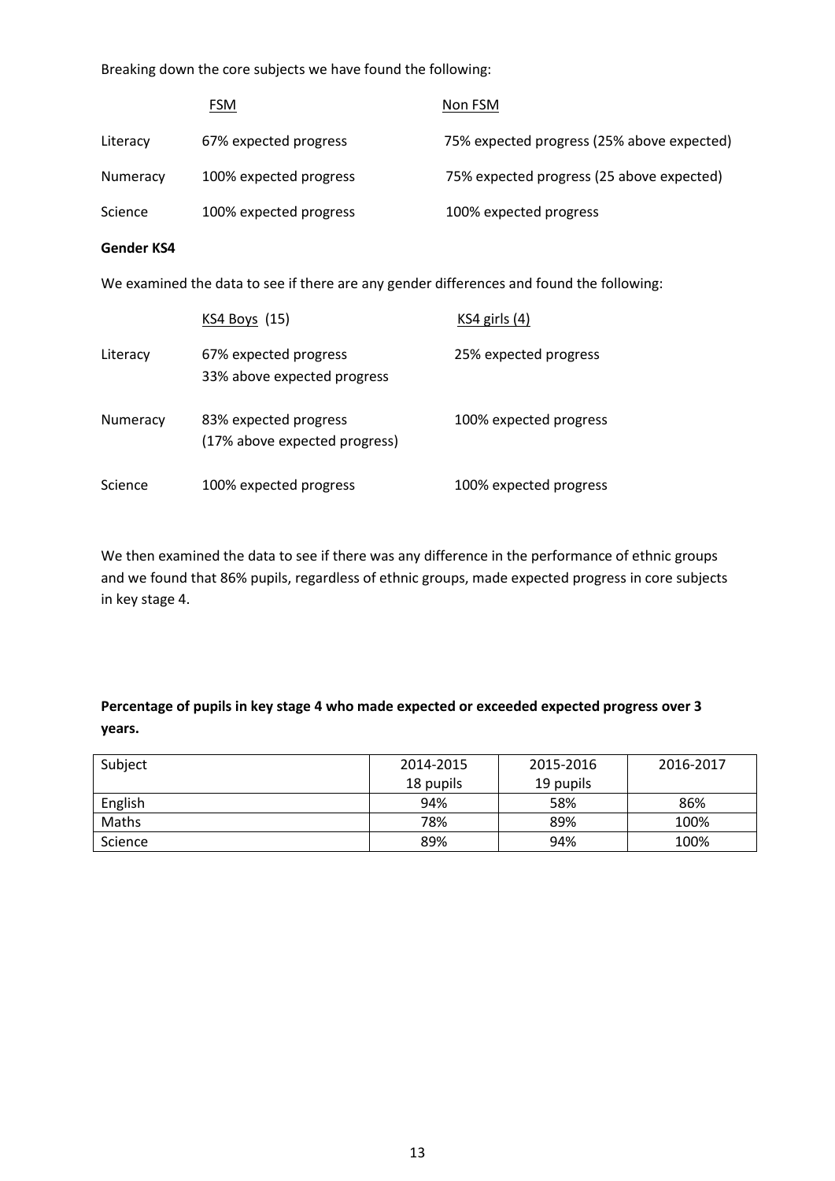Breaking down the core subjects we have found the following:

| | FSM | Non FSM |
|---|---|---|
| Literacy | 67% expected progress | 75% expected progress (25% above expected) |
| Numeracy | 100% expected progress | 75% expected progress (25 above expected) |
| Science | 100% expected progress | 100% expected progress |

**Gender KS4**

We examined the data to see if there are any gender differences and found the following:

| | KS4 Boys (15) | KS4 girls (4) |
|---|---|---|
| Literacy | 67% expected progress<br>33% above expected progress | 25% expected progress |
| Numeracy | 83% expected progress<br>(17% above expected progress) | 100% expected progress |
| Science | 100% expected progress | 100% expected progress |

We then examined the data to see if there was any difference in the performance of ethnic groups and we found that 86% pupils, regardless of ethnic groups, made expected progress in core subjects in key stage 4.

**Percentage of pupils in key stage 4 who made expected or exceeded expected progress over 3 years.**

| Subject | 2014-2015<br>18 pupils | 2015-2016<br>19 pupils | 2016-2017 |
|---|---|---|---|
| English | 94% | 58% | 86% |
| Maths | 78% | 89% | 100% |
| Science | 89% | 94% | 100% |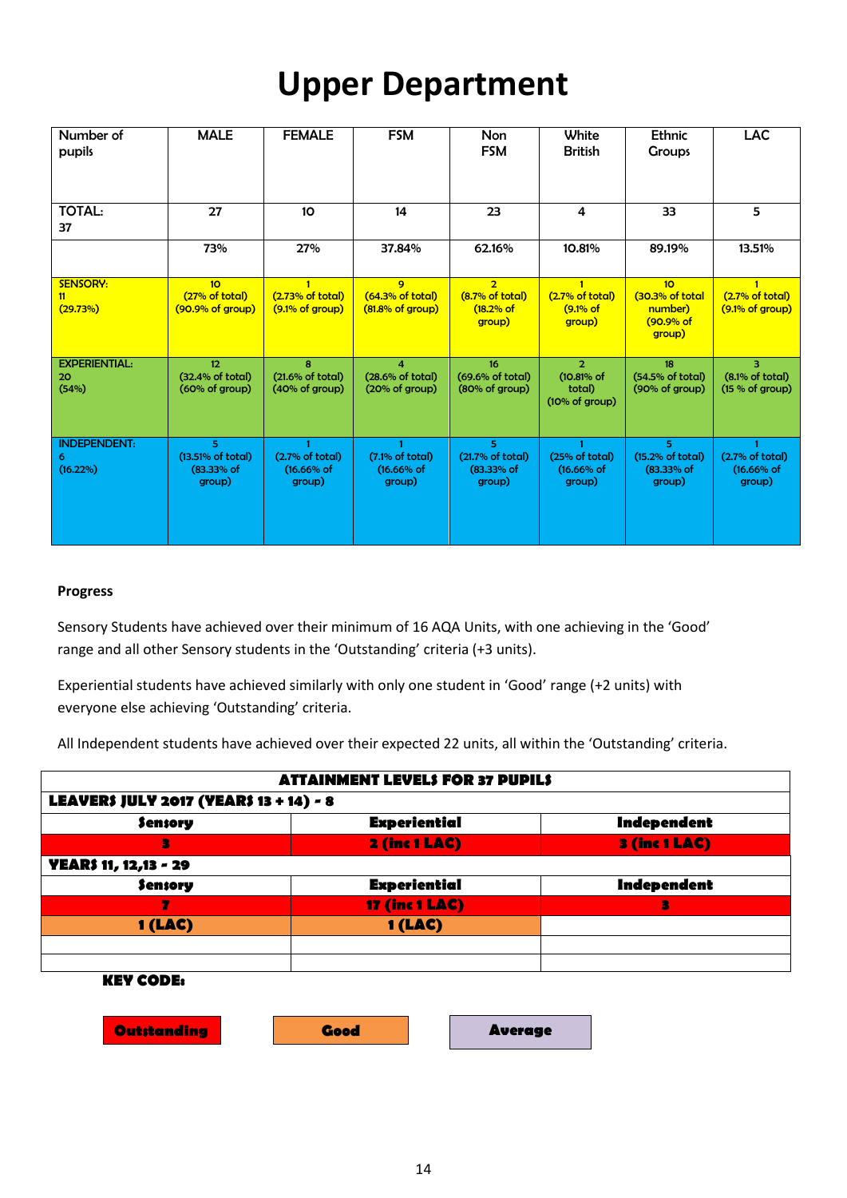# Upper Department

| Number of pupils | MALE | FEMALE | FSM | Non FSM | White British | Ethnic Groups | LAC |
|---|---|---|---|---|---|---|---|
| TOTAL: 37 | 27 | 10 | 14 | 23 | 4 | 33 | 5 |
| | 73% | 27% | 37.84% | 62.16% | 10.81% | 89.19% | 13.51% |
| SENSORY: 11 (29.73%) | 10 (27% of total) (90.9% of group) | 1 (2.73% of total) (9.1% of group) | 9 (64.3% of total) (81.8% of group) | 2 (8.7% of total) (18.2% of group) | 1 (2.7% of total) (9.1% of group) | 10 (30.3% of total number) (90.9% of group) | 1 (2.7% of total) (9.1% of group) |
| EXPERIENTIAL: 20 (54%) | 12 (32.4% of total) (60% of group) | 8 (21.6% of total) (40% of group) | 4 (28.6% of total) (20% of group) | 16 (69.6% of total) (80% of group) | 2 (10.81% of total) (10% of group) | 18 (54.5% of total) (90% of group) | 3 (8.1% of total) (15 % of group) |
| INDEPENDENT: 6 (16.22%) | 5 (13.51% of total) (83.33% of group) | 1 (2.7% of total) (16.66% of group) | 1 (7.1% of total) (16.66% of group) | 5 (21.7% of total) (83.33% of group) | 1 (25% of total) (16.66% of group) | 5 (15.2% of total) (83.33% of group) | 1 (2.7% of total) (16.66% of group) |

**Progress**

Sensory Students have achieved over their minimum of 16 AQA Units, with one achieving in the 'Good' range and all other Sensory students in the 'Outstanding' criteria (+3 units).

Experiential students have achieved similarly with only one student in 'Good' range (+2 units) with everyone else achieving 'Outstanding' criteria.

All Independent students have achieved over their expected 22 units, all within the 'Outstanding' criteria.

| ATTAINMENT LEVELS FOR 37 PUPILS | | |
|---|---|---|
| **LEAVERS JULY 2017 (YEARS 13 + 14) - 8** | | |
| **Sensory** | **Experiential** | **Independent** |
| 3 | 2 (inc 1 LAC) | 3 (inc 1 LAC) |
| **YEARS 11, 12,13 - 29** | | |
| **Sensory** | **Experiential** | **Independent** |
| 7 | 17 (inc 1 LAC) | 3 |
| 1 (LAC) | 1 (LAC) | |
| | | |
| | | |

**KEY CODE:**

| Outstanding | Good | Average |
|---|---|---|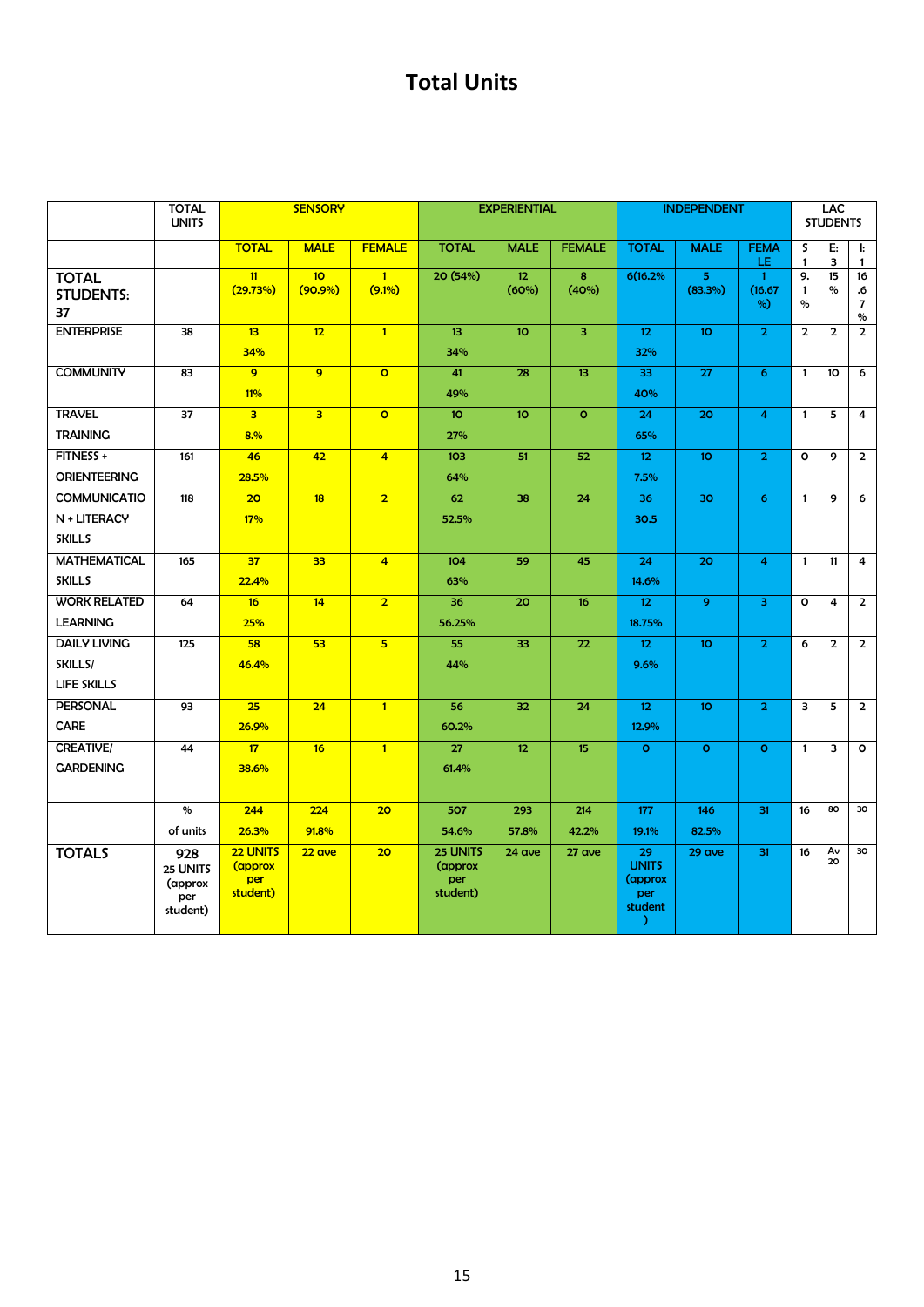# Total Units

| | TOTAL UNITS | SENSORY | | | EXPERIENTIAL | | | INDEPENDENT | | | LAC STUDENTS | | |
|---|---|---|---|---|---|---|---|---|---|---|---|---|---|
| | | TOTAL | MALE | FEMALE | TOTAL | MALE | FEMALE | TOTAL | MALE | FEMALE | S 1 | E: 3 | I: 1 |
| TOTAL STUDENTS: 37 | | 11 (29.73%) | 10 (90.9%) | 1 (9.1%) | 20 (54%) | 12 (60%) | 8 (40%) | 6(16.2% | 5 (83.3%) | 1 (16.67 %) | 9.1 % | 15 % | 16.67 % |
| ENTERPRISE | 38 | 13 34% | 12 | 1 | 13 34% | 10 | 3 | 12 32% | 10 | 2 | 2 | 2 | 2 |
| COMMUNITY | 83 | 9 11% | 9 | 0 | 41 49% | 28 | 13 | 33 40% | 27 | 6 | 1 | 10 | 6 |
| TRAVEL TRAINING | 37 | 3 8.% | 3 | 0 | 10 27% | 10 | 0 | 24 65% | 20 | 4 | 1 | 5 | 4 |
| FITNESS + ORIENTEERING | 161 | 46 28.5% | 42 | 4 | 103 64% | 51 | 52 | 12 7.5% | 10 | 2 | 0 | 9 | 2 |
| COMMUNICATION + LITERACY SKILLS | 118 | 20 17% | 18 | 2 | 62 52.5% | 38 | 24 | 36 30.5 | 30 | 6 | 1 | 9 | 6 |
| MATHEMATICAL SKILLS | 165 | 37 22.4% | 33 | 4 | 104 63% | 59 | 45 | 24 14.6% | 20 | 4 | 1 | 11 | 4 |
| WORK RELATED LEARNING | 64 | 16 25% | 14 | 2 | 36 56.25% | 20 | 16 | 12 18.75% | 9 | 3 | 0 | 4 | 2 |
| DAILY LIVING SKILLS/ LIFE SKILLS | 125 | 58 46.4% | 53 | 5 | 55 44% | 33 | 22 | 12 9.6% | 10 | 2 | 6 | 2 | 2 |
| PERSONAL CARE | 93 | 25 26.9% | 24 | 1 | 56 60.2% | 32 | 24 | 12 12.9% | 10 | 2 | 3 | 5 | 2 |
| CREATIVE/ GARDENING | 44 | 17 38.6% | 16 | 1 | 27 61.4% | 12 | 15 | 0 | 0 | 0 | 1 | 3 | 0 |
| | % of units | 244 26.3% | 224 91.8% | 20 | 507 54.6% | 293 57.8% | 214 42.2% | 177 19.1% | 146 82.5% | 31 | 16 | 80 | 30 |
| TOTALS | 928 25 UNITS (approx per student) | 22 UNITS (approx per student) | 22 ave | 20 | 25 UNITS (approx per student) | 24 ave | 27 ave | 29 UNITS (approx per student ) | 29 ave | 31 | 16 | Av 20 | 30 |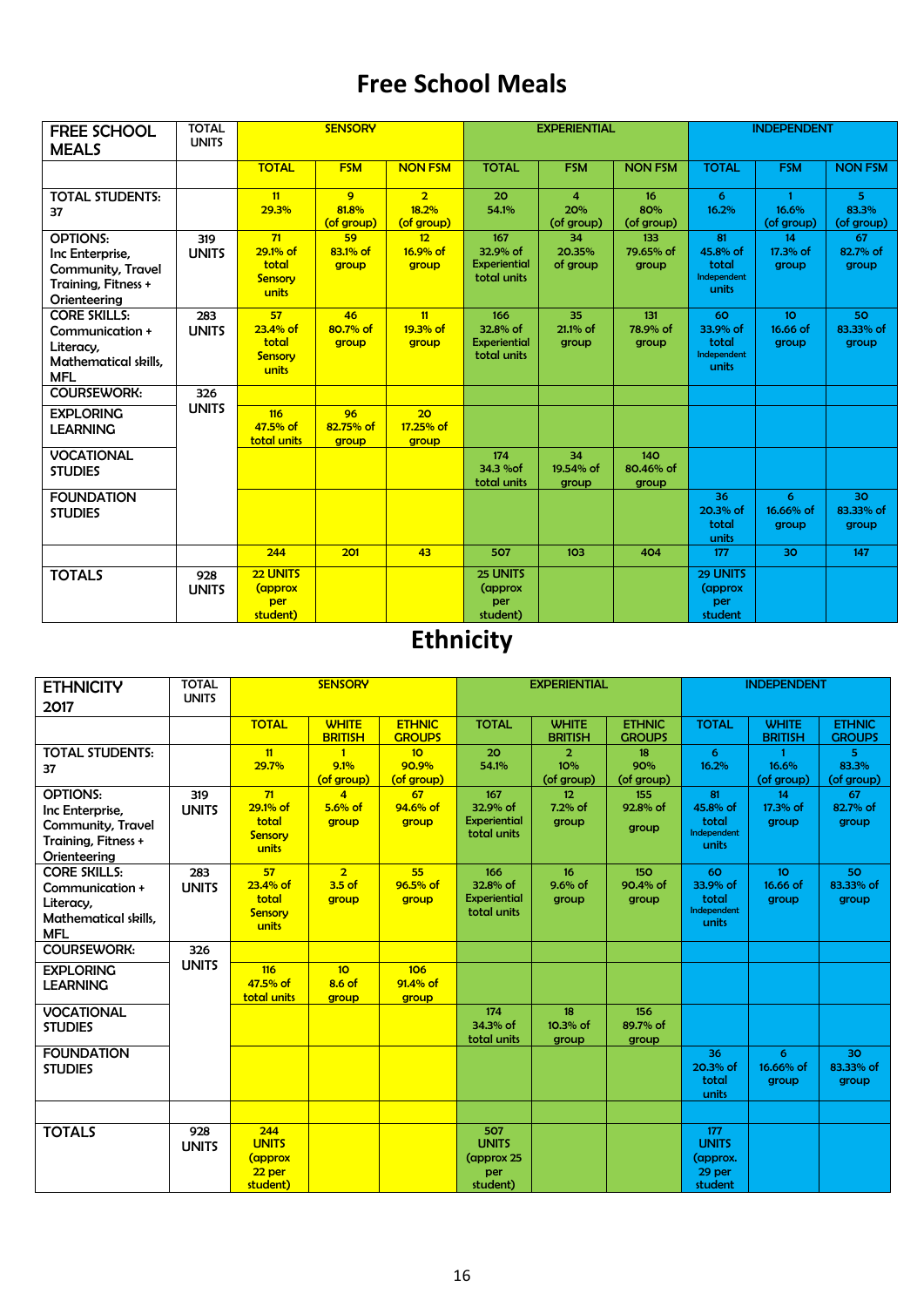# Free School Meals

| FREE SCHOOL MEALS | TOTAL UNITS | SENSORY | | | EXPERIENTIAL | | | INDEPENDENT | | |
|---|---|---|---|---|---|---|---|---|---|---|
| | | TOTAL | FSM | NON FSM | TOTAL | FSM | NON FSM | TOTAL | FSM | NON FSM |
| TOTAL STUDENTS: 37 | | 11 29.3% | 9 81.8% (of group) | 2 18.2% (of group) | 20 54.1% | 4 20% (of group) | 16 80% (of group) | 6 16.2% | 1 16.6% (of group) | 5 83.3% (of group) |
| OPTIONS: Inc Enterprise, Community, Travel Training, Fitness + Orienteering | 319 UNITS | 71 29.1% of total Sensory units | 59 83.1% of group | 12 16.9% of group | 167 32.9% of Experiential total units | 34 20.35% of group | 133 79.65% of group | 81 45.8% of total Independent units | 14 17.3% of group | 67 82.7% of group |
| CORE SKILLS: Communication + Literacy, Mathematical skills, MFL | 283 UNITS | 57 23.4% of total Sensory units | 46 80.7% of group | 11 19.3% of group | 166 32.8% of Experiential total units | 35 21.1% of group | 131 78.9% of group | 60 33.9% of total Independent units | 10 16.66 of group | 50 83.33% of group |
| COURSEWORK: | 326 UNITS | | | | | | | | | |
| EXPLORING LEARNING | | 116 47.5% of total units | 96 82.75% of group | 20 17.25% of group | | | | | | |
| VOCATIONAL STUDIES | | | | | 174 34.3 %of total units | 34 19.54% of group | 140 80.46% of group | | | |
| FOUNDATION STUDIES | | | | | | | | 36 20.3% of total units | 6 16.66% of group | 30 83.33% of group |
| | | 244 | 201 | 43 | 507 | 103 | 404 | 177 | 30 | 147 |
| TOTALS | 928 UNITS | 22 UNITS (approx per student) | | | 25 UNITS (approx per student) | | | 29 UNITS (approx per student | | |

# Ethnicity

| ETHNICITY 2017 | TOTAL UNITS | SENSORY | | | EXPERIENTIAL | | | INDEPENDENT | | |
|---|---|---|---|---|---|---|---|---|---|---|
| | | TOTAL | WHITE BRITISH | ETHNIC GROUPS | TOTAL | WHITE BRITISH | ETHNIC GROUPS | TOTAL | WHITE BRITISH | ETHNIC GROUPS |
| TOTAL STUDENTS: 37 | | 11 29.7% | 1 9.1% (of group) | 10 90.9% (of group) | 20 54.1% | 2 10% (of group) | 18 90% (of group) | 6 16.2% | 1 16.6% (of group) | 5 83.3% (of group) |
| OPTIONS: Inc Enterprise, Community, Travel Training, Fitness + Orienteering | 319 UNITS | 71 29.1% of total Sensory units | 4 5.6% of group | 67 94.6% of group | 167 32.9% of Experiential total units | 12 7.2% of group | 155 92.8% of group | 81 45.8% of total Independent units | 14 17.3% of group | 67 82.7% of group |
| CORE SKILLS: Communication + Literacy, Mathematical skills, MFL | 283 UNITS | 57 23.4% of total Sensory units | 2 3.5 of group | 55 96.5% of group | 166 32.8% of Experiential total units | 16 9.6% of group | 150 90.4% of group | 60 33.9% of total Independent units | 10 16.66 of group | 50 83.33% of group |
| COURSEWORK: | 326 UNITS | | | | | | | | | |
| EXPLORING LEARNING | | 116 47.5% of total units | 10 8.6 of group | 106 91.4% of group | | | | | | |
| VOCATIONAL STUDIES | | | | | 174 34.3% of total units | 18 10.3% of group | 156 89.7% of group | | | |
| FOUNDATION STUDIES | | | | | | | | 36 20.3% of total units | 6 16.66% of group | 30 83.33% of group |
| | | | | | | | | | | |
| TOTALS | 928 UNITS | 244 UNITS (approx 22 per student) | | | 507 UNITS (approx 25 per student) | | | 177 UNITS (approx. 29 per student | | |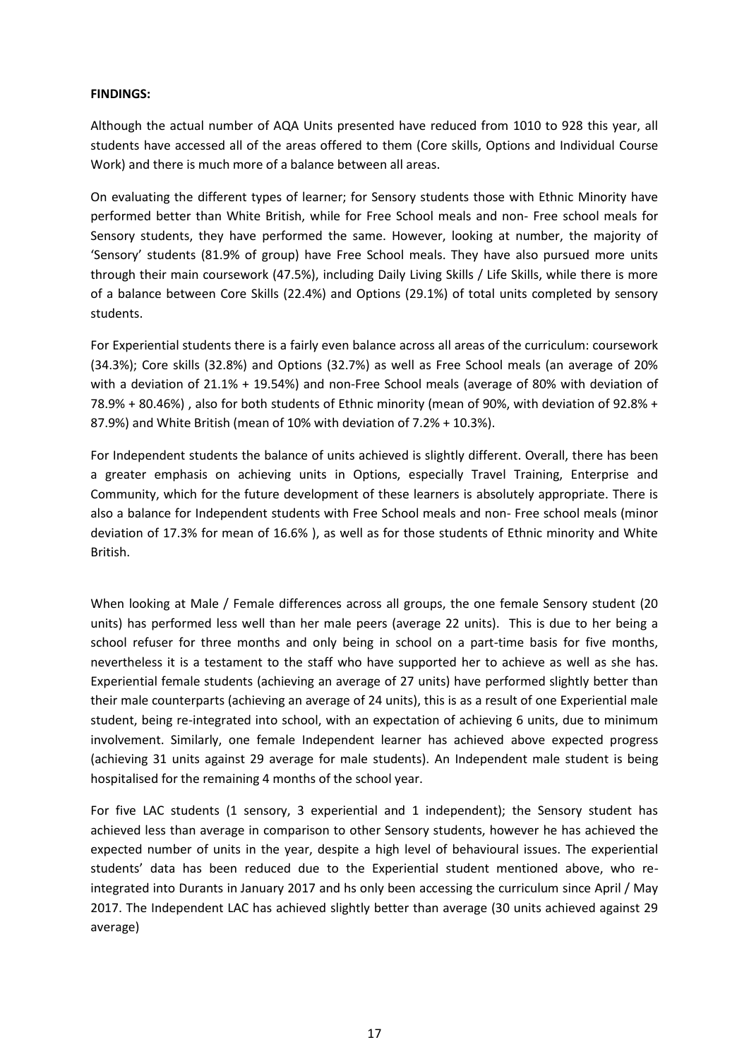**FINDINGS:**

Although the actual number of AQA Units presented have reduced from 1010 to 928 this year, all students have accessed all of the areas offered to them (Core skills, Options and Individual Course Work) and there is much more of a balance between all areas.

On evaluating the different types of learner; for Sensory students those with Ethnic Minority have performed better than White British, while for Free School meals and non- Free school meals for Sensory students, they have performed the same. However, looking at number, the majority of 'Sensory' students (81.9% of group) have Free School meals. They have also pursued more units through their main coursework (47.5%), including Daily Living Skills / Life Skills, while there is more of a balance between Core Skills (22.4%) and Options (29.1%) of total units completed by sensory students.

For Experiential students there is a fairly even balance across all areas of the curriculum: coursework (34.3%); Core skills (32.8%) and Options (32.7%) as well as Free School meals (an average of 20% with a deviation of 21.1% + 19.54%) and non-Free School meals (average of 80% with deviation of 78.9% + 80.46%) , also for both students of Ethnic minority (mean of 90%, with deviation of 92.8% + 87.9%) and White British (mean of 10% with deviation of 7.2% + 10.3%).

For Independent students the balance of units achieved is slightly different. Overall, there has been a greater emphasis on achieving units in Options, especially Travel Training, Enterprise and Community, which for the future development of these learners is absolutely appropriate. There is also a balance for Independent students with Free School meals and non- Free school meals (minor deviation of 17.3% for mean of 16.6% ), as well as for those students of Ethnic minority and White British.

When looking at Male / Female differences across all groups, the one female Sensory student (20 units) has performed less well than her male peers (average 22 units). This is due to her being a school refuser for three months and only being in school on a part-time basis for five months, nevertheless it is a testament to the staff who have supported her to achieve as well as she has. Experiential female students (achieving an average of 27 units) have performed slightly better than their male counterparts (achieving an average of 24 units), this is as a result of one Experiential male student, being re-integrated into school, with an expectation of achieving 6 units, due to minimum involvement. Similarly, one female Independent learner has achieved above expected progress (achieving 31 units against 29 average for male students). An Independent male student is being hospitalised for the remaining 4 months of the school year.

For five LAC students (1 sensory, 3 experiential and 1 independent); the Sensory student has achieved less than average in comparison to other Sensory students, however he has achieved the expected number of units in the year, despite a high level of behavioural issues. The experiential students' data has been reduced due to the Experiential student mentioned above, who re-integrated into Durants in January 2017 and hs only been accessing the curriculum since April / May 2017. The Independent LAC has achieved slightly better than average (30 units achieved against 29 average)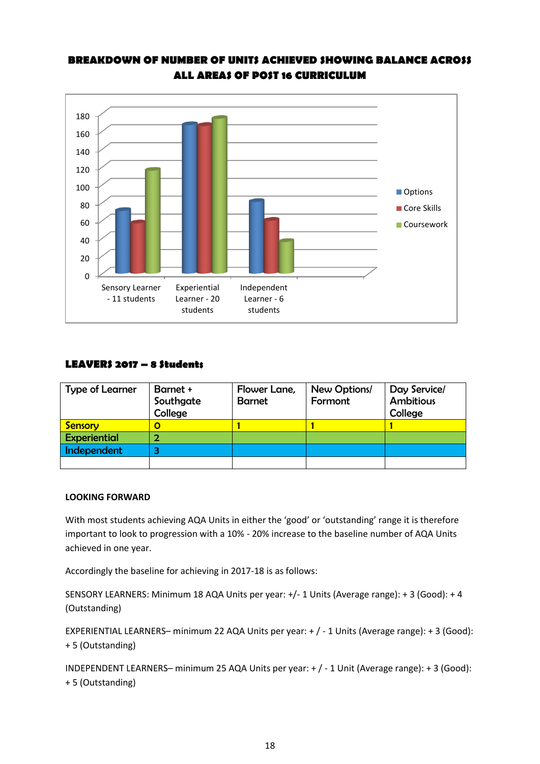**BREAKDOWN OF NUMBER OF UNITS ACHIEVED SHOWING BALANCE ACROSS ALL AREAS OF POST 16 CURRICULUM**

**LEAVERS 2017 – 8 Students**

| Type of Learner | Barnet + Southgate College | Flower Lane, Barnet | New Options/ Formont | Day Service/ Ambitious College |
|---|---|---|---|---|
| Sensory | 0 | 1 | 1 | 1 |
| Experiential | 2 | | | |
| Independent | 3 | | | |
| | | | | |

**LOOKING FORWARD**

With most students achieving AQA Units in either the 'good' or 'outstanding' range it is therefore important to look to progression with a 10% - 20% increase to the baseline number of AQA Units achieved in one year.

Accordingly the baseline for achieving in 2017-18 is as follows:

SENSORY LEARNERS: Minimum 18 AQA Units per year: +/- 1 Units (Average range): + 3 (Good): + 4 (Outstanding)

EXPERIENTIAL LEARNERS– minimum 22 AQA Units per year: + / - 1 Units (Average range): + 3 (Good): + 5 (Outstanding)

INDEPENDENT LEARNERS– minimum 25 AQA Units per year: + / - 1 Unit (Average range): + 3 (Good): + 5 (Outstanding)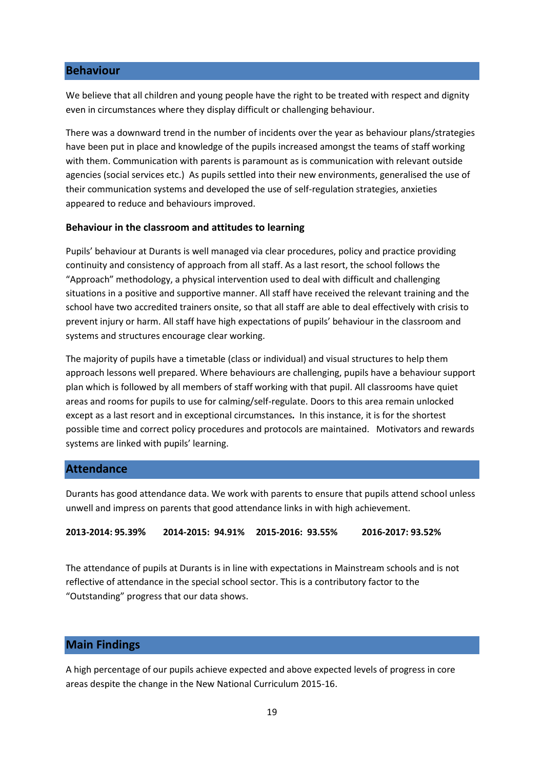## Behaviour

We believe that all children and young people have the right to be treated with respect and dignity even in circumstances where they display difficult or challenging behaviour.

There was a downward trend in the number of incidents over the year as behaviour plans/strategies have been put in place and knowledge of the pupils increased amongst the teams of staff working with them. Communication with parents is paramount as is communication with relevant outside agencies (social services etc.) As pupils settled into their new environments, generalised the use of their communication systems and developed the use of self-regulation strategies, anxieties appeared to reduce and behaviours improved.

### Behaviour in the classroom and attitudes to learning

Pupils' behaviour at Durants is well managed via clear procedures, policy and practice providing continuity and consistency of approach from all staff. As a last resort, the school follows the "Approach" methodology, a physical intervention used to deal with difficult and challenging situations in a positive and supportive manner. All staff have received the relevant training and the school have two accredited trainers onsite, so that all staff are able to deal effectively with crisis to prevent injury or harm. All staff have high expectations of pupils' behaviour in the classroom and systems and structures encourage clear working.

The majority of pupils have a timetable (class or individual) and visual structures to help them approach lessons well prepared. Where behaviours are challenging, pupils have a behaviour support plan which is followed by all members of staff working with that pupil. All classrooms have quiet areas and rooms for pupils to use for calming/self-regulate. Doors to this area remain unlocked except as a last resort and in exceptional circumstances**.** In this instance, it is for the shortest possible time and correct policy procedures and protocols are maintained. Motivators and rewards systems are linked with pupils' learning.

## Attendance

Durants has good attendance data. We work with parents to ensure that pupils attend school unless unwell and impress on parents that good attendance links in with high achievement.

**2013-2014: 95.39%   2014-2015: 94.91%   2015-2016: 93.55%   2016-2017: 93.52%**

The attendance of pupils at Durants is in line with expectations in Mainstream schools and is not reflective of attendance in the special school sector. This is a contributory factor to the "Outstanding" progress that our data shows.

## Main Findings

A high percentage of our pupils achieve expected and above expected levels of progress in core areas despite the change in the New National Curriculum 2015-16.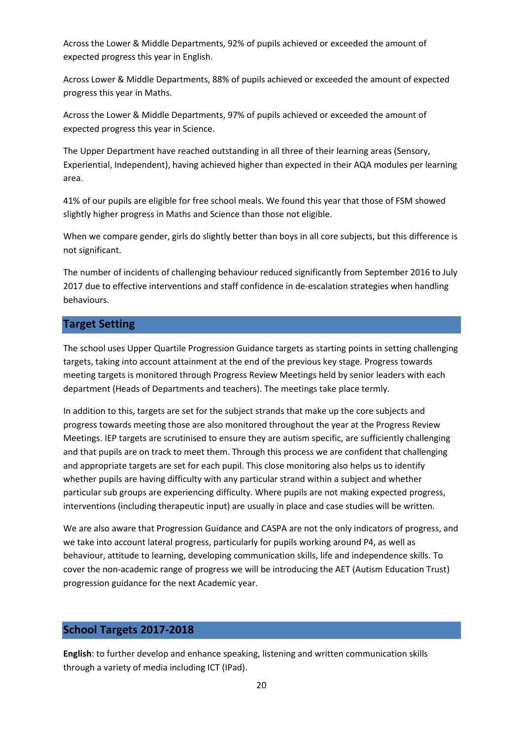Across the Lower & Middle Departments, 92% of pupils achieved or exceeded the amount of expected progress this year in English.

Across Lower & Middle Departments, 88% of pupils achieved or exceeded the amount of expected progress this year in Maths.

Across the Lower & Middle Departments, 97% of pupils achieved or exceeded the amount of expected progress this year in Science.

The Upper Department have reached outstanding in all three of their learning areas (Sensory, Experiential, Independent), having achieved higher than expected in their AQA modules per learning area.

41% of our pupils are eligible for free school meals. We found this year that those of FSM showed slightly higher progress in Maths and Science than those not eligible.

When we compare gender, girls do slightly better than boys in all core subjects, but this difference is not significant.

The number of incidents of challenging behaviour reduced significantly from September 2016 to July 2017 due to effective interventions and staff confidence in de-escalation strategies when handling behaviours.

## Target Setting

The school uses Upper Quartile Progression Guidance targets as starting points in setting challenging targets, taking into account attainment at the end of the previous key stage. Progress towards meeting targets is monitored through Progress Review Meetings held by senior leaders with each department (Heads of Departments and teachers). The meetings take place termly.

In addition to this, targets are set for the subject strands that make up the core subjects and progress towards meeting those are also monitored throughout the year at the Progress Review Meetings. IEP targets are scrutinised to ensure they are autism specific, are sufficiently challenging and that pupils are on track to meet them. Through this process we are confident that challenging and appropriate targets are set for each pupil. This close monitoring also helps us to identify whether pupils are having difficulty with any particular strand within a subject and whether particular sub groups are experiencing difficulty. Where pupils are not making expected progress, interventions (including therapeutic input) are usually in place and case studies will be written.

We are also aware that Progression Guidance and CASPA are not the only indicators of progress, and we take into account lateral progress, particularly for pupils working around P4, as well as behaviour, attitude to learning, developing communication skills, life and independence skills. To cover the non-academic range of progress we will be introducing the AET (Autism Education Trust) progression guidance for the next Academic year.

## School Targets 2017-2018

**English**: to further develop and enhance speaking, listening and written communication skills through a variety of media including ICT (IPad).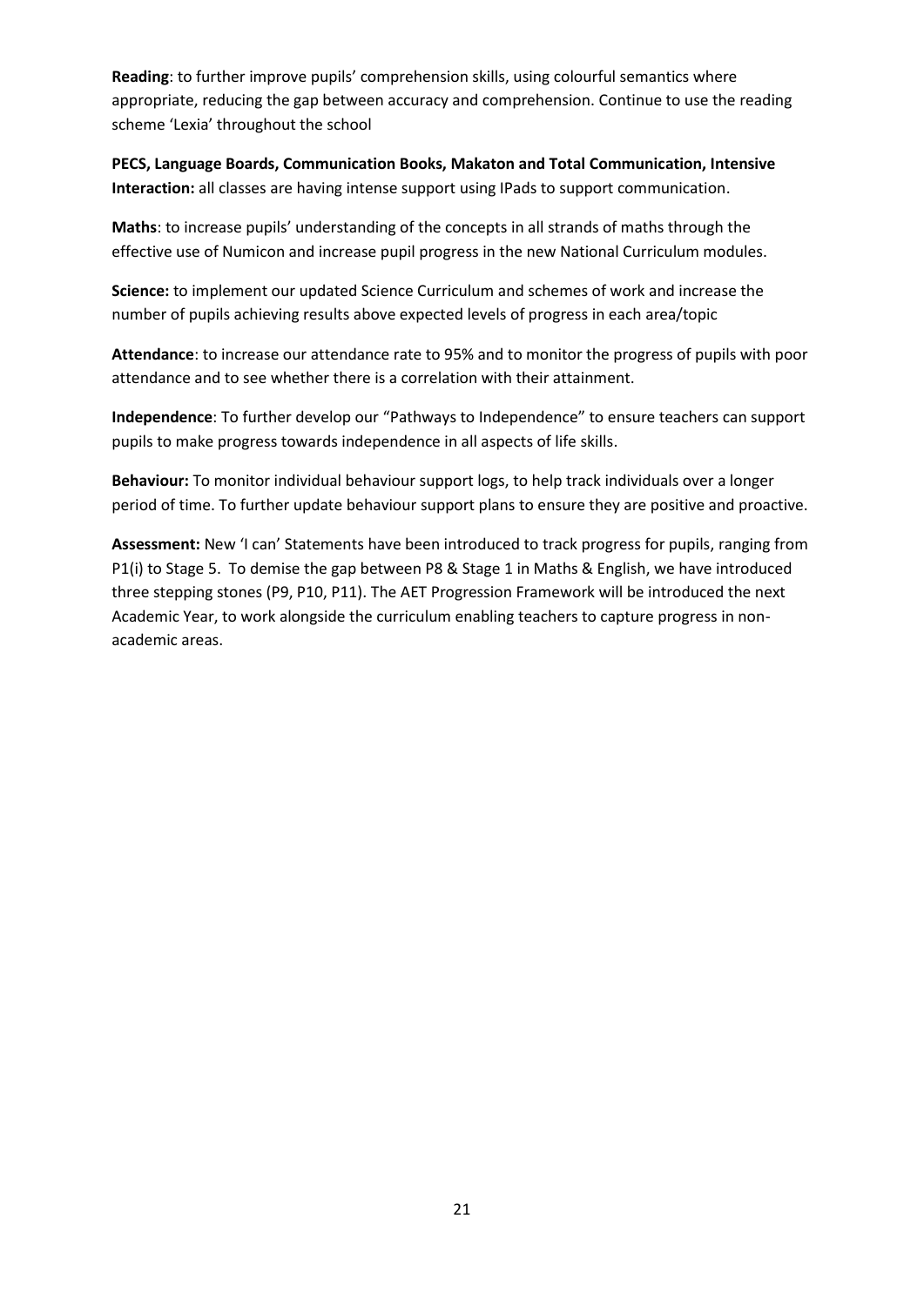**Reading**: to further improve pupils' comprehension skills, using colourful semantics where appropriate, reducing the gap between accuracy and comprehension. Continue to use the reading scheme 'Lexia' throughout the school

**PECS, Language Boards, Communication Books, Makaton and Total Communication, Intensive Interaction:** all classes are having intense support using IPads to support communication.

**Maths**: to increase pupils' understanding of the concepts in all strands of maths through the effective use of Numicon and increase pupil progress in the new National Curriculum modules.

**Science:** to implement our updated Science Curriculum and schemes of work and increase the number of pupils achieving results above expected levels of progress in each area/topic

**Attendance**: to increase our attendance rate to 95% and to monitor the progress of pupils with poor attendance and to see whether there is a correlation with their attainment.

**Independence**: To further develop our "Pathways to Independence" to ensure teachers can support pupils to make progress towards independence in all aspects of life skills.

**Behaviour:** To monitor individual behaviour support logs, to help track individuals over a longer period of time. To further update behaviour support plans to ensure they are positive and proactive.

**Assessment:** New 'I can' Statements have been introduced to track progress for pupils, ranging from P1(i) to Stage 5. To demise the gap between P8 & Stage 1 in Maths & English, we have introduced three stepping stones (P9, P10, P11). The AET Progression Framework will be introduced the next Academic Year, to work alongside the curriculum enabling teachers to capture progress in non-academic areas.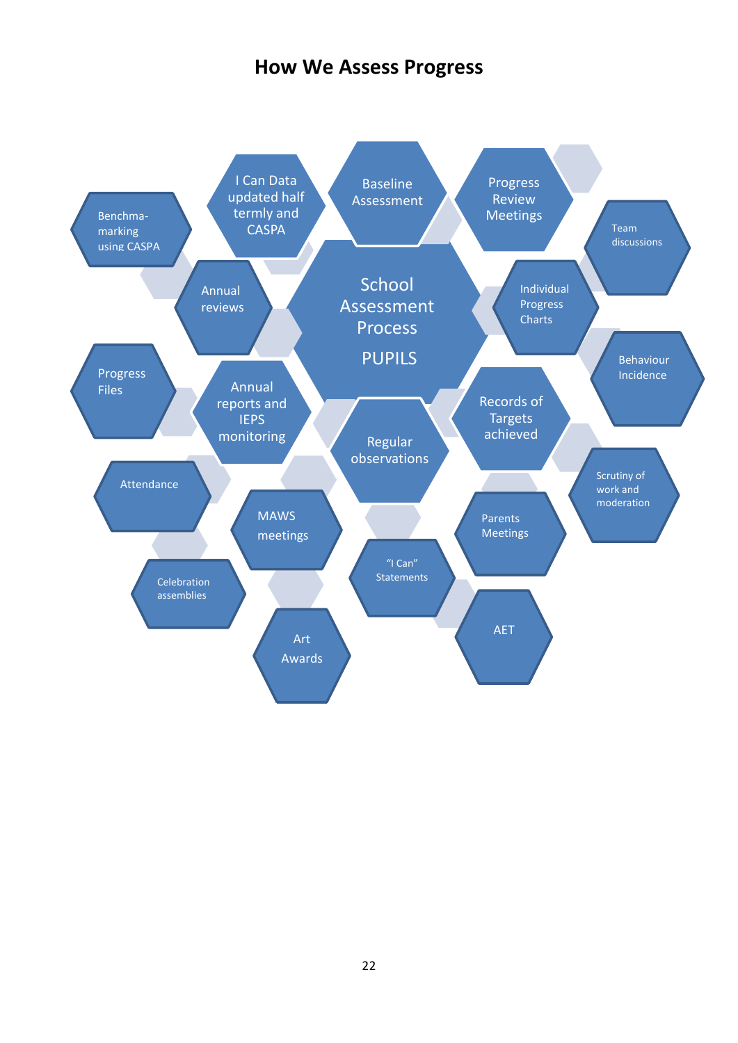# How We Assess Progress

School Assessment Process PUPILS

Baseline Assessment

I Can Data updated half termly and CASPA

Progress Review Meetings

Benchma-marking using CASPA

Team discussions

Annual reviews

Individual Progress Charts

Behaviour Incidence

Progress Files

Annual reports and IEPS monitoring

Regular observations

Records of Targets achieved

Attendance

Scrutiny of work and moderation

MAWS meetings

Parents Meetings

Celebration assemblies

"I Can" Statements

AET

Art Awards